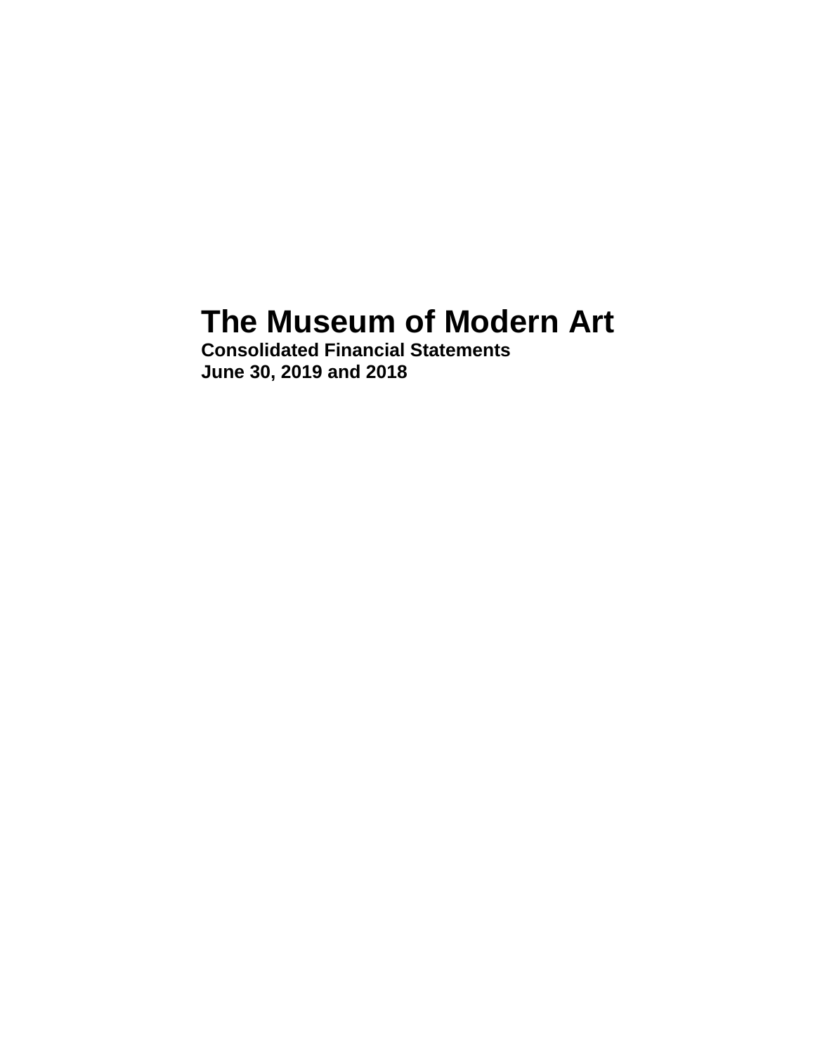# The Museum of Modern Art

**Consolidated Financial Statements**
**June 30, 2019 and 2018**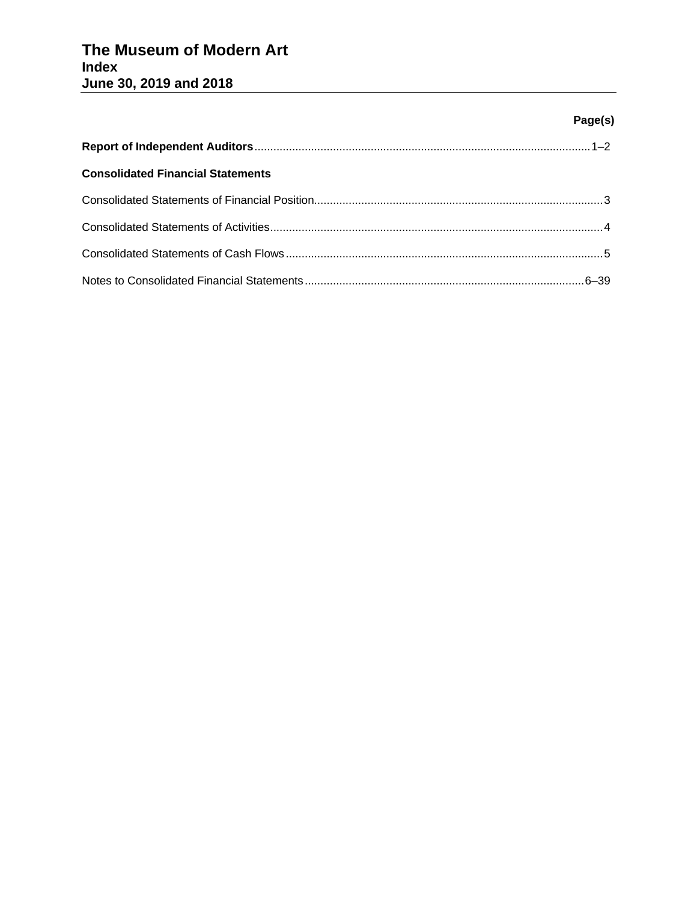# The Museum of Modern Art
## Index
## June 30, 2019 and 2018

| | Page(s) |
|---|---|
| **Report of Independent Auditors** | 1–2 |
| **Consolidated Financial Statements** | |
| Consolidated Statements of Financial Position | 3 |
| Consolidated Statements of Activities | 4 |
| Consolidated Statements of Cash Flows | 5 |
| Notes to Consolidated Financial Statements | 6–39 |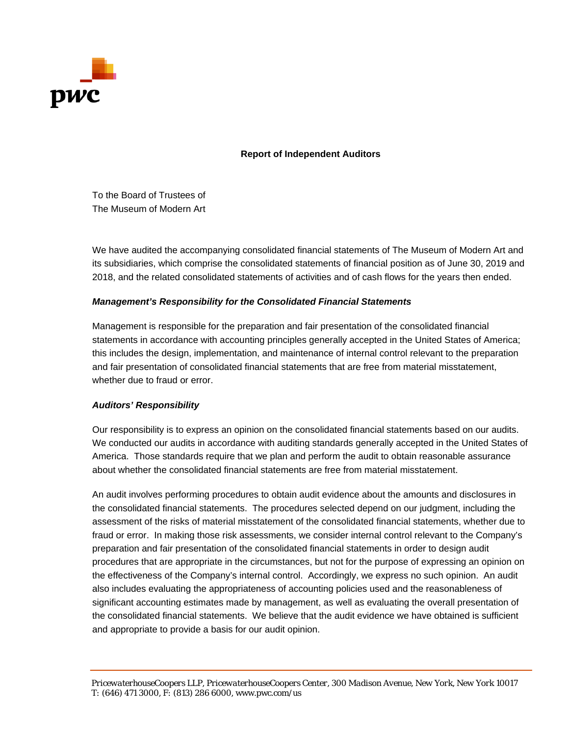## Report of Independent Auditors

To the Board of Trustees of
The Museum of Modern Art

We have audited the accompanying consolidated financial statements of The Museum of Modern Art and its subsidiaries, which comprise the consolidated statements of financial position as of June 30, 2019 and 2018, and the related consolidated statements of activities and of cash flows for the years then ended.

### *Management's Responsibility for the Consolidated Financial Statements*

Management is responsible for the preparation and fair presentation of the consolidated financial statements in accordance with accounting principles generally accepted in the United States of America; this includes the design, implementation, and maintenance of internal control relevant to the preparation and fair presentation of consolidated financial statements that are free from material misstatement, whether due to fraud or error.

### *Auditors' Responsibility*

Our responsibility is to express an opinion on the consolidated financial statements based on our audits. We conducted our audits in accordance with auditing standards generally accepted in the United States of America. Those standards require that we plan and perform the audit to obtain reasonable assurance about whether the consolidated financial statements are free from material misstatement.

An audit involves performing procedures to obtain audit evidence about the amounts and disclosures in the consolidated financial statements. The procedures selected depend on our judgment, including the assessment of the risks of material misstatement of the consolidated financial statements, whether due to fraud or error. In making those risk assessments, we consider internal control relevant to the Company's preparation and fair presentation of the consolidated financial statements in order to design audit procedures that are appropriate in the circumstances, but not for the purpose of expressing an opinion on the effectiveness of the Company's internal control. Accordingly, we express no such opinion. An audit also includes evaluating the appropriateness of accounting policies used and the reasonableness of significant accounting estimates made by management, as well as evaluating the overall presentation of the consolidated financial statements. We believe that the audit evidence we have obtained is sufficient and appropriate to provide a basis for our audit opinion.

*PricewaterhouseCoopers LLP, PricewaterhouseCoopers Center, 300 Madison Avenue, New York, New York 10017*
*T: (646) 471 3000, F: (813) 286 6000, www.pwc.com/us*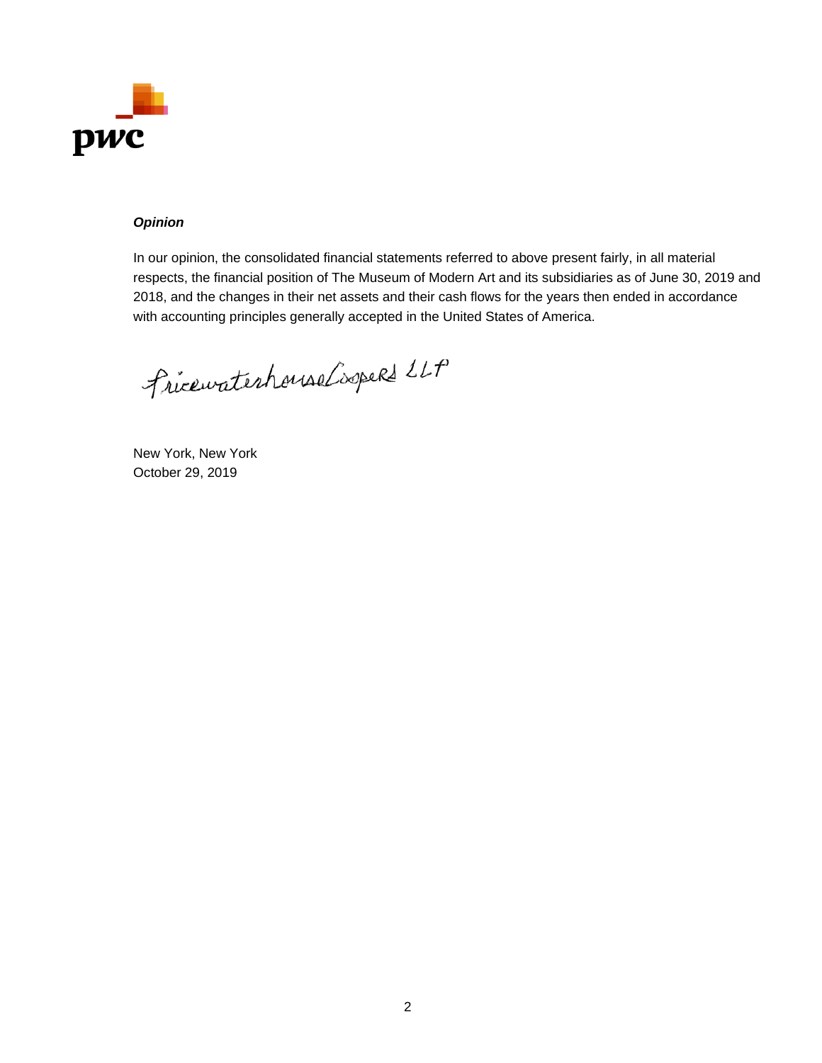***Opinion***

In our opinion, the consolidated financial statements referred to above present fairly, in all material respects, the financial position of The Museum of Modern Art and its subsidiaries as of June 30, 2019 and 2018, and the changes in their net assets and their cash flows for the years then ended in accordance with accounting principles generally accepted in the United States of America.

PricewaterhouseCoopers LLP

New York, New York
October 29, 2019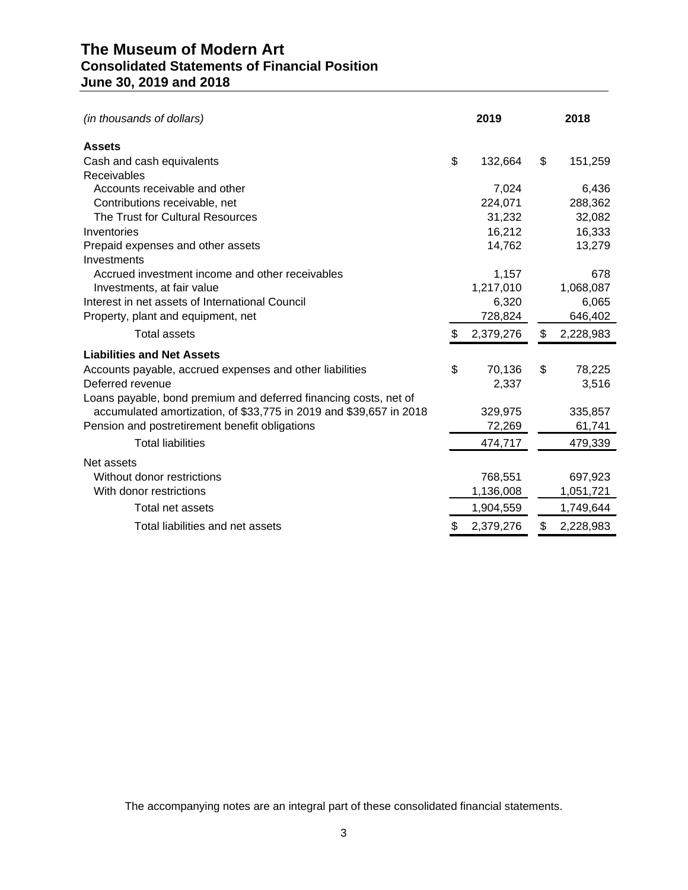# The Museum of Modern Art
## Consolidated Statements of Financial Position
## June 30, 2019 and 2018

| *(in thousands of dollars)* | 2019 | 2018 |
|---|---|---|
| **Assets** | | |
| Cash and cash equivalents | $ 132,664 | $ 151,259 |
| Receivables | | |
| Accounts receivable and other | 7,024 | 6,436 |
| Contributions receivable, net | 224,071 | 288,362 |
| The Trust for Cultural Resources | 31,232 | 32,082 |
| Inventories | 16,212 | 16,333 |
| Prepaid expenses and other assets | 14,762 | 13,279 |
| Investments | | |
| Accrued investment income and other receivables | 1,157 | 678 |
| Investments, at fair value | 1,217,010 | 1,068,087 |
| Interest in net assets of International Council | 6,320 | 6,065 |
| Property, plant and equipment, net | 728,824 | 646,402 |
| Total assets | $ 2,379,276 | $ 2,228,983 |
| **Liabilities and Net Assets** | | |
| Accounts payable, accrued expenses and other liabilities | $ 70,136 | $ 78,225 |
| Deferred revenue | 2,337 | 3,516 |
| Loans payable, bond premium and deferred financing costs, net of accumulated amortization, of $33,775 in 2019 and $39,657 in 2018 | 329,975 | 335,857 |
| Pension and postretirement benefit obligations | 72,269 | 61,741 |
| Total liabilities | 474,717 | 479,339 |
| Net assets | | |
| Without donor restrictions | 768,551 | 697,923 |
| With donor restrictions | 1,136,008 | 1,051,721 |
| Total net assets | 1,904,559 | 1,749,644 |
| Total liabilities and net assets | $ 2,379,276 | $ 2,228,983 |

The accompanying notes are an integral part of these consolidated financial statements.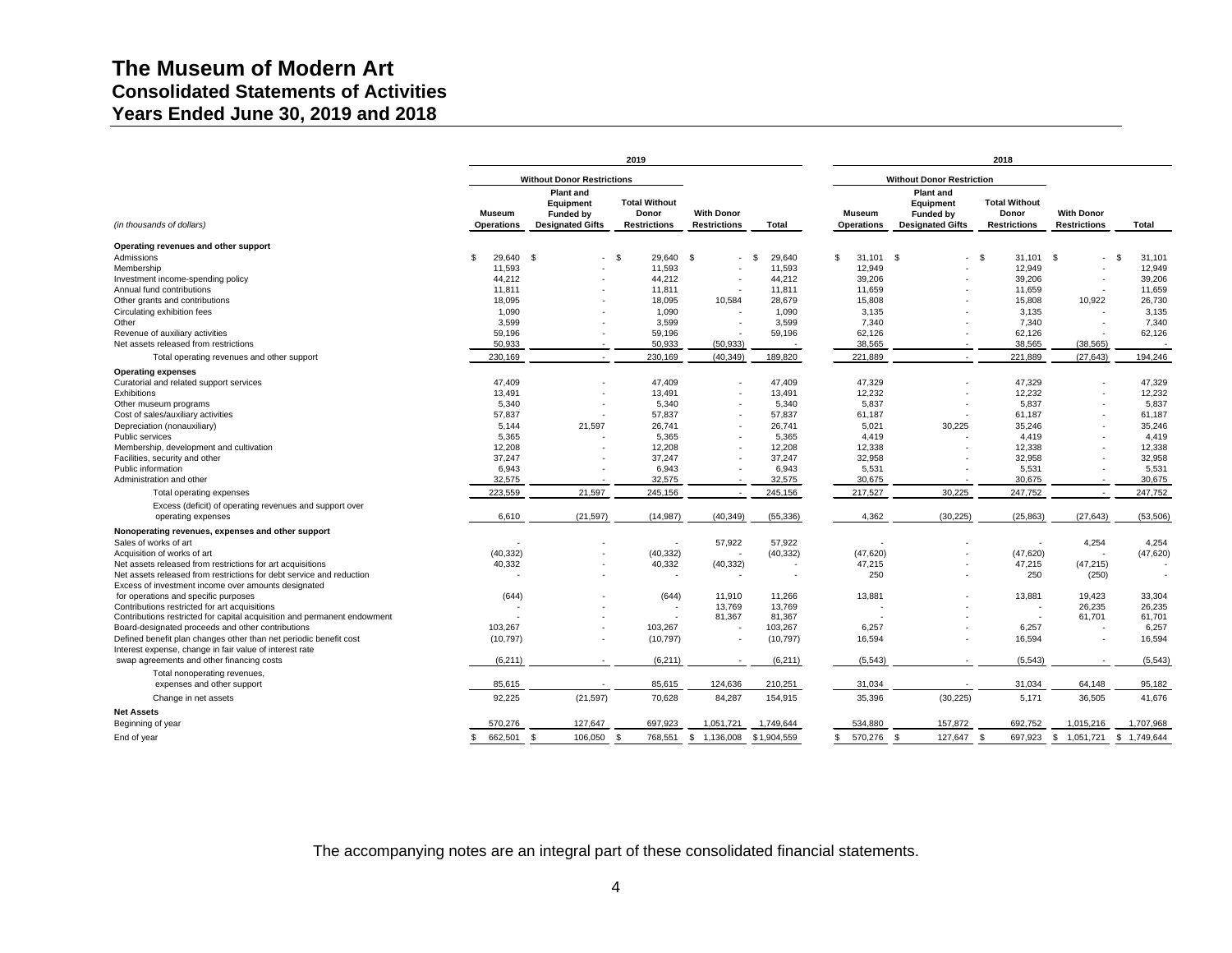# The Museum of Modern Art
## Consolidated Statements of Activities
## Years Ended June 30, 2019 and 2018

| (in thousands of dollars) | 2019 | | | | | 2018 | | | | |
|---|---|---|---|---|---|---|---|---|---|---|
| | Without Donor Restrictions | | | | | Without Donor Restriction | | | | |
| | Museum Operations | Plant and Equipment Funded by Designated Gifts | Total Without Donor Restrictions | With Donor Restrictions | Total | Museum Operations | Plant and Equipment Funded by Designated Gifts | Total Without Donor Restrictions | With Donor Restrictions | Total |
| **Operating revenues and other support** | | | | | | | | | | |
| Admissions | $ 29,640 | $ - | $ 29,640 | $ - | $ 29,640 | $ 31,101 | $ - | $ 31,101 | $ - | $ 31,101 |
| Membership | 11,593 | - | 11,593 | - | 11,593 | 12,949 | - | 12,949 | - | 12,949 |
| Investment income-spending policy | 44,212 | - | 44,212 | - | 44,212 | 39,206 | - | 39,206 | - | 39,206 |
| Annual fund contributions | 11,811 | - | 11,811 | - | 11,811 | 11,659 | - | 11,659 | - | 11,659 |
| Other grants and contributions | 18,095 | - | 18,095 | 10,584 | 28,679 | 15,808 | - | 15,808 | 10,922 | 26,730 |
| Circulating exhibition fees | 1,090 | - | 1,090 | - | 1,090 | 3,135 | - | 3,135 | - | 3,135 |
| Other | 3,599 | - | 3,599 | - | 3,599 | 7,340 | - | 7,340 | - | 7,340 |
| Revenue of auxiliary activities | 59,196 | - | 59,196 | - | 59,196 | 62,126 | - | 62,126 | - | 62,126 |
| Net assets released from restrictions | 50,933 | - | 50,933 | (50,933) | - | 38,565 | - | 38,565 | (38,565) | - |
| Total operating revenues and other support | 230,169 | - | 230,169 | (40,349) | 189,820 | 221,889 | - | 221,889 | (27,643) | 194,246 |
| **Operating expenses** | | | | | | | | | | |
| Curatorial and related support services | 47,409 | - | 47,409 | - | 47,409 | 47,329 | - | 47,329 | - | 47,329 |
| Exhibitions | 13,491 | - | 13,491 | - | 13,491 | 12,232 | - | 12,232 | - | 12,232 |
| Other museum programs | 5,340 | - | 5,340 | - | 5,340 | 5,837 | - | 5,837 | - | 5,837 |
| Cost of sales/auxiliary activities | 57,837 | - | 57,837 | - | 57,837 | 61,187 | - | 61,187 | - | 61,187 |
| Depreciation (nonauxiliary) | 5,144 | 21,597 | 26,741 | - | 26,741 | 5,021 | 30,225 | 35,246 | - | 35,246 |
| Public services | 5,365 | - | 5,365 | - | 5,365 | 4,419 | - | 4,419 | - | 4,419 |
| Membership, development and cultivation | 12,208 | - | 12,208 | - | 12,208 | 12,338 | - | 12,338 | - | 12,338 |
| Facilities, security and other | 37,247 | - | 37,247 | - | 37,247 | 32,958 | - | 32,958 | - | 32,958 |
| Public information | 6,943 | - | 6,943 | - | 6,943 | 5,531 | - | 5,531 | - | 5,531 |
| Administration and other | 32,575 | - | 32,575 | - | 32,575 | 30,675 | - | 30,675 | - | 30,675 |
| Total operating expenses | 223,559 | 21,597 | 245,156 | - | 245,156 | 217,527 | 30,225 | 247,752 | - | 247,752 |
| Excess (deficit) of operating revenues and support over operating expenses | 6,610 | (21,597) | (14,987) | (40,349) | (55,336) | 4,362 | (30,225) | (25,863) | (27,643) | (53,506) |
| **Nonoperating revenues, expenses and other support** | | | | | | | | | | |
| Sales of works of art | - | - | - | 57,922 | 57,922 | - | - | - | 4,254 | 4,254 |
| Acquisition of works of art | (40,332) | - | (40,332) | - | (40,332) | (47,620) | - | (47,620) | - | (47,620) |
| Net assets released from restrictions for art acquisitions | 40,332 | - | 40,332 | (40,332) | - | 47,215 | - | 47,215 | (47,215) | - |
| Net assets released from restrictions for debt service and reduction | - | - | - | - | - | 250 | - | 250 | (250) | - |
| Excess of investment income over amounts designated for operations and specific purposes | (644) | - | (644) | 11,910 | 11,266 | 13,881 | - | 13,881 | 19,423 | 33,304 |
| Contributions restricted for art acquisitions | - | - | - | 13,769 | 13,769 | - | - | - | 26,235 | 26,235 |
| Contributions restricted for capital acquisition and permanent endowment | - | - | - | 81,367 | 81,367 | - | - | - | 61,701 | 61,701 |
| Board-designated proceeds and other contributions | 103,267 | - | 103,267 | - | 103,267 | 6,257 | - | 6,257 | - | 6,257 |
| Defined benefit plan changes other than net periodic benefit cost | (10,797) | - | (10,797) | - | (10,797) | 16,594 | - | 16,594 | - | 16,594 |
| Interest expense, change in fair value of interest rate swap agreements and other financing costs | (6,211) | - | (6,211) | - | (6,211) | (5,543) | - | (5,543) | - | (5,543) |
| Total nonoperating revenues, expenses and other support | 85,615 | - | 85,615 | 124,636 | 210,251 | 31,034 | - | 31,034 | 64,148 | 95,182 |
| Change in net assets | 92,225 | (21,597) | 70,628 | 84,287 | 154,915 | 35,396 | (30,225) | 5,171 | 36,505 | 41,676 |
| **Net Assets** | | | | | | | | | | |
| Beginning of year | 570,276 | 127,647 | 697,923 | 1,051,721 | 1,749,644 | 534,880 | 157,872 | 692,752 | 1,015,216 | 1,707,968 |
| End of year | $ 662,501 | $ 106,050 | $ 768,551 | $ 1,136,008 | $ 1,904,559 | $ 570,276 | $ 127,647 | $ 697,923 | $ 1,051,721 | $ 1,749,644 |

The accompanying notes are an integral part of these consolidated financial statements.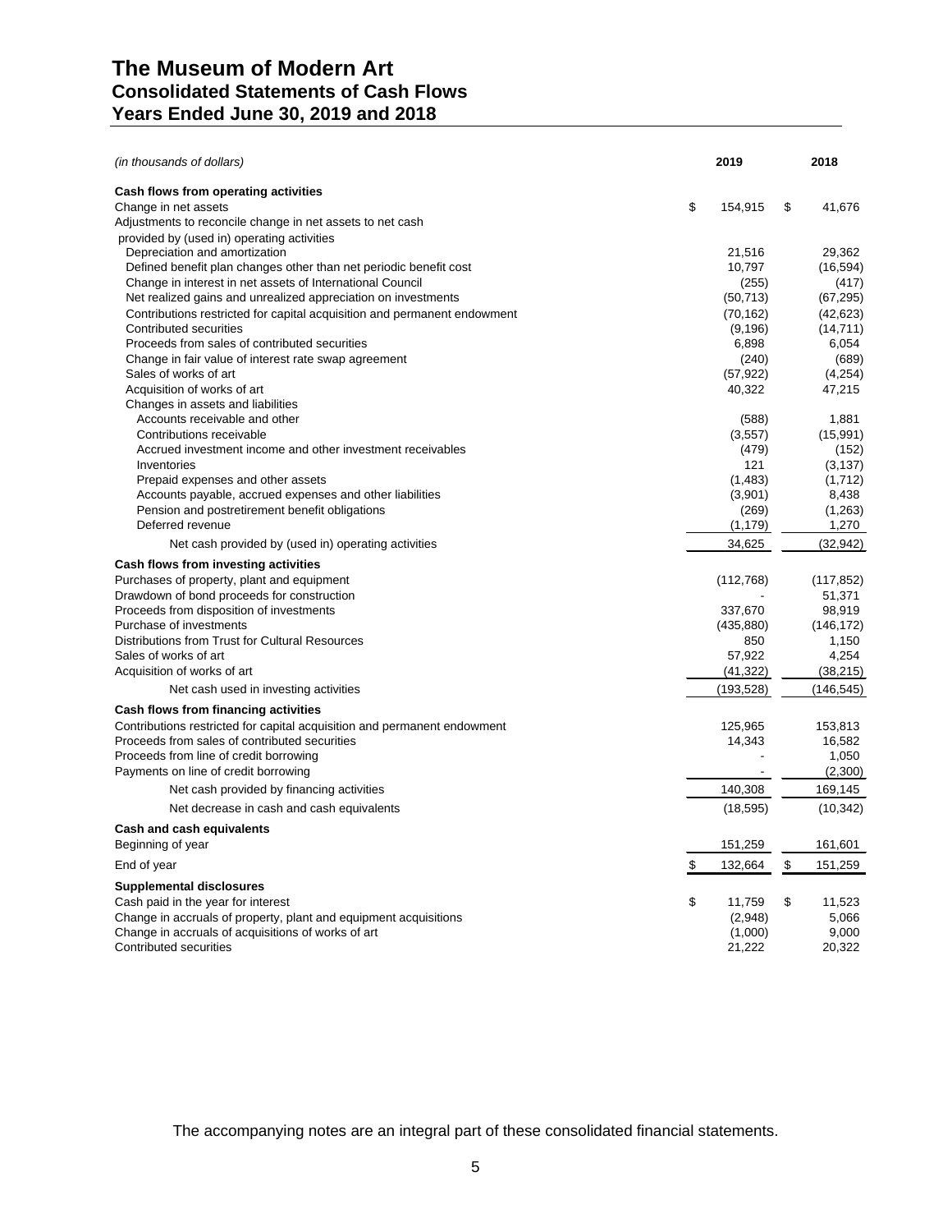# The Museum of Modern Art
## Consolidated Statements of Cash Flows
## Years Ended June 30, 2019 and 2018

| *(in thousands of dollars)* | 2019 | 2018 |
|---|---|---|
| **Cash flows from operating activities** | | |
| Change in net assets | $ 154,915 | $ 41,676 |
| Adjustments to reconcile change in net assets to net cash provided by (used in) operating activities | | |
| Depreciation and amortization | 21,516 | 29,362 |
| Defined benefit plan changes other than net periodic benefit cost | 10,797 | (16,594) |
| Change in interest in net assets of International Council | (255) | (417) |
| Net realized gains and unrealized appreciation on investments | (50,713) | (67,295) |
| Contributions restricted for capital acquisition and permanent endowment | (70,162) | (42,623) |
| Contributed securities | (9,196) | (14,711) |
| Proceeds from sales of contributed securities | 6,898 | 6,054 |
| Change in fair value of interest rate swap agreement | (240) | (689) |
| Sales of works of art | (57,922) | (4,254) |
| Acquisition of works of art | 40,322 | 47,215 |
| Changes in assets and liabilities | | |
| Accounts receivable and other | (588) | 1,881 |
| Contributions receivable | (3,557) | (15,991) |
| Accrued investment income and other investment receivables | (479) | (152) |
| Inventories | 121 | (3,137) |
| Prepaid expenses and other assets | (1,483) | (1,712) |
| Accounts payable, accrued expenses and other liabilities | (3,901) | 8,438 |
| Pension and postretirement benefit obligations | (269) | (1,263) |
| Deferred revenue | (1,179) | 1,270 |
| Net cash provided by (used in) operating activities | 34,625 | (32,942) |
| **Cash flows from investing activities** | | |
| Purchases of property, plant and equipment | (112,768) | (117,852) |
| Drawdown of bond proceeds for construction | - | 51,371 |
| Proceeds from disposition of investments | 337,670 | 98,919 |
| Purchase of investments | (435,880) | (146,172) |
| Distributions from Trust for Cultural Resources | 850 | 1,150 |
| Sales of works of art | 57,922 | 4,254 |
| Acquisition of works of art | (41,322) | (38,215) |
| Net cash used in investing activities | (193,528) | (146,545) |
| **Cash flows from financing activities** | | |
| Contributions restricted for capital acquisition and permanent endowment | 125,965 | 153,813 |
| Proceeds from sales of contributed securities | 14,343 | 16,582 |
| Proceeds from line of credit borrowing | - | 1,050 |
| Payments on line of credit borrowing | - | (2,300) |
| Net cash provided by financing activities | 140,308 | 169,145 |
| Net decrease in cash and cash equivalents | (18,595) | (10,342) |
| **Cash and cash equivalents** | | |
| Beginning of year | 151,259 | 161,601 |
| End of year | $ 132,664 | $ 151,259 |
| **Supplemental disclosures** | | |
| Cash paid in the year for interest | $ 11,759 | $ 11,523 |
| Change in accruals of property, plant and equipment acquisitions | (2,948) | 5,066 |
| Change in accruals of acquisitions of works of art | (1,000) | 9,000 |
| Contributed securities | 21,222 | 20,322 |

The accompanying notes are an integral part of these consolidated financial statements.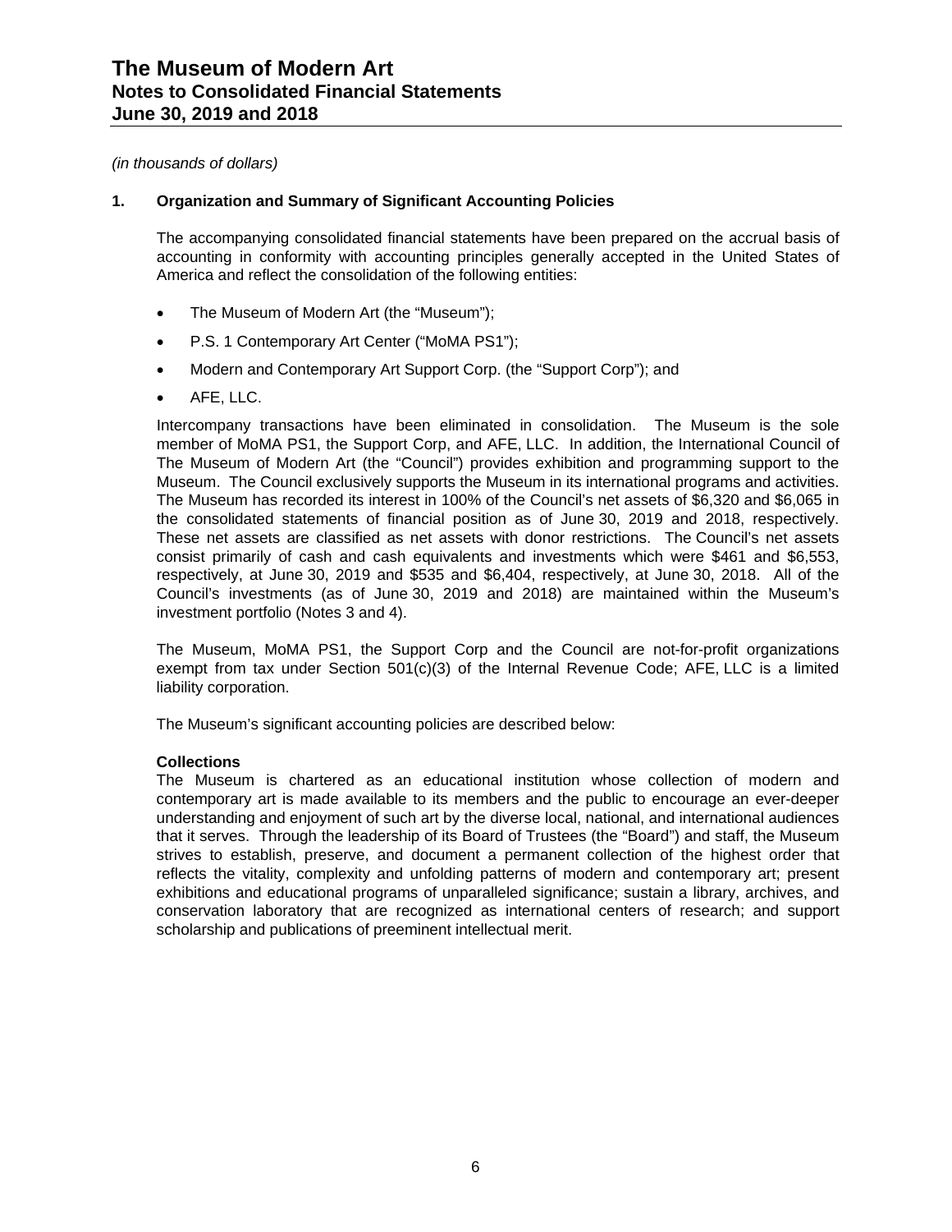*(in thousands of dollars)*

## 1. Organization and Summary of Significant Accounting Policies

The accompanying consolidated financial statements have been prepared on the accrual basis of accounting in conformity with accounting principles generally accepted in the United States of America and reflect the consolidation of the following entities:

- The Museum of Modern Art (the "Museum");
- P.S. 1 Contemporary Art Center ("MoMA PS1");
- Modern and Contemporary Art Support Corp. (the "Support Corp"); and
- AFE, LLC.

Intercompany transactions have been eliminated in consolidation. The Museum is the sole member of MoMA PS1, the Support Corp, and AFE, LLC. In addition, the International Council of The Museum of Modern Art (the "Council") provides exhibition and programming support to the Museum. The Council exclusively supports the Museum in its international programs and activities. The Museum has recorded its interest in 100% of the Council's net assets of $6,320 and $6,065 in the consolidated statements of financial position as of June 30, 2019 and 2018, respectively. These net assets are classified as net assets with donor restrictions. The Council's net assets consist primarily of cash and cash equivalents and investments which were $461 and $6,553, respectively, at June 30, 2019 and $535 and $6,404, respectively, at June 30, 2018. All of the Council's investments (as of June 30, 2019 and 2018) are maintained within the Museum's investment portfolio (Notes 3 and 4).

The Museum, MoMA PS1, the Support Corp and the Council are not-for-profit organizations exempt from tax under Section 501(c)(3) of the Internal Revenue Code; AFE, LLC is a limited liability corporation.

The Museum's significant accounting policies are described below:

**Collections**

The Museum is chartered as an educational institution whose collection of modern and contemporary art is made available to its members and the public to encourage an ever-deeper understanding and enjoyment of such art by the diverse local, national, and international audiences that it serves. Through the leadership of its Board of Trustees (the "Board") and staff, the Museum strives to establish, preserve, and document a permanent collection of the highest order that reflects the vitality, complexity and unfolding patterns of modern and contemporary art; present exhibitions and educational programs of unparalleled significance; sustain a library, archives, and conservation laboratory that are recognized as international centers of research; and support scholarship and publications of preeminent intellectual merit.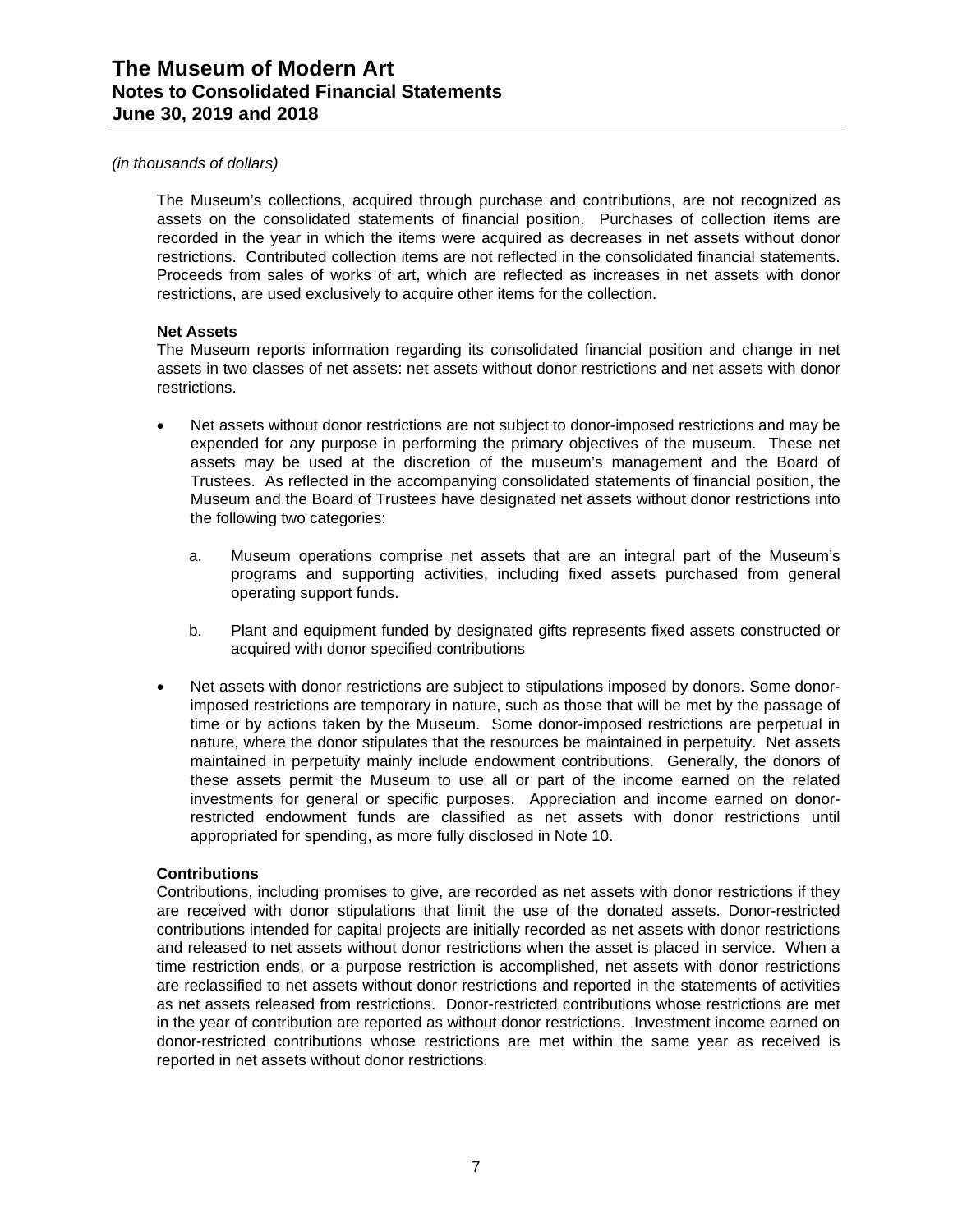*(in thousands of dollars)*

The Museum's collections, acquired through purchase and contributions, are not recognized as assets on the consolidated statements of financial position. Purchases of collection items are recorded in the year in which the items were acquired as decreases in net assets without donor restrictions. Contributed collection items are not reflected in the consolidated financial statements. Proceeds from sales of works of art, which are reflected as increases in net assets with donor restrictions, are used exclusively to acquire other items for the collection.

**Net Assets**

The Museum reports information regarding its consolidated financial position and change in net assets in two classes of net assets: net assets without donor restrictions and net assets with donor restrictions.

- Net assets without donor restrictions are not subject to donor-imposed restrictions and may be expended for any purpose in performing the primary objectives of the museum. These net assets may be used at the discretion of the museum's management and the Board of Trustees. As reflected in the accompanying consolidated statements of financial position, the Museum and the Board of Trustees have designated net assets without donor restrictions into the following two categories:

  a. Museum operations comprise net assets that are an integral part of the Museum's programs and supporting activities, including fixed assets purchased from general operating support funds.

  b. Plant and equipment funded by designated gifts represents fixed assets constructed or acquired with donor specified contributions

- Net assets with donor restrictions are subject to stipulations imposed by donors. Some donor-imposed restrictions are temporary in nature, such as those that will be met by the passage of time or by actions taken by the Museum. Some donor-imposed restrictions are perpetual in nature, where the donor stipulates that the resources be maintained in perpetuity. Net assets maintained in perpetuity mainly include endowment contributions. Generally, the donors of these assets permit the Museum to use all or part of the income earned on the related investments for general or specific purposes. Appreciation and income earned on donor-restricted endowment funds are classified as net assets with donor restrictions until appropriated for spending, as more fully disclosed in Note 10.

**Contributions**

Contributions, including promises to give, are recorded as net assets with donor restrictions if they are received with donor stipulations that limit the use of the donated assets. Donor-restricted contributions intended for capital projects are initially recorded as net assets with donor restrictions and released to net assets without donor restrictions when the asset is placed in service. When a time restriction ends, or a purpose restriction is accomplished, net assets with donor restrictions are reclassified to net assets without donor restrictions and reported in the statements of activities as net assets released from restrictions. Donor-restricted contributions whose restrictions are met in the year of contribution are reported as without donor restrictions. Investment income earned on donor-restricted contributions whose restrictions are met within the same year as received is reported in net assets without donor restrictions.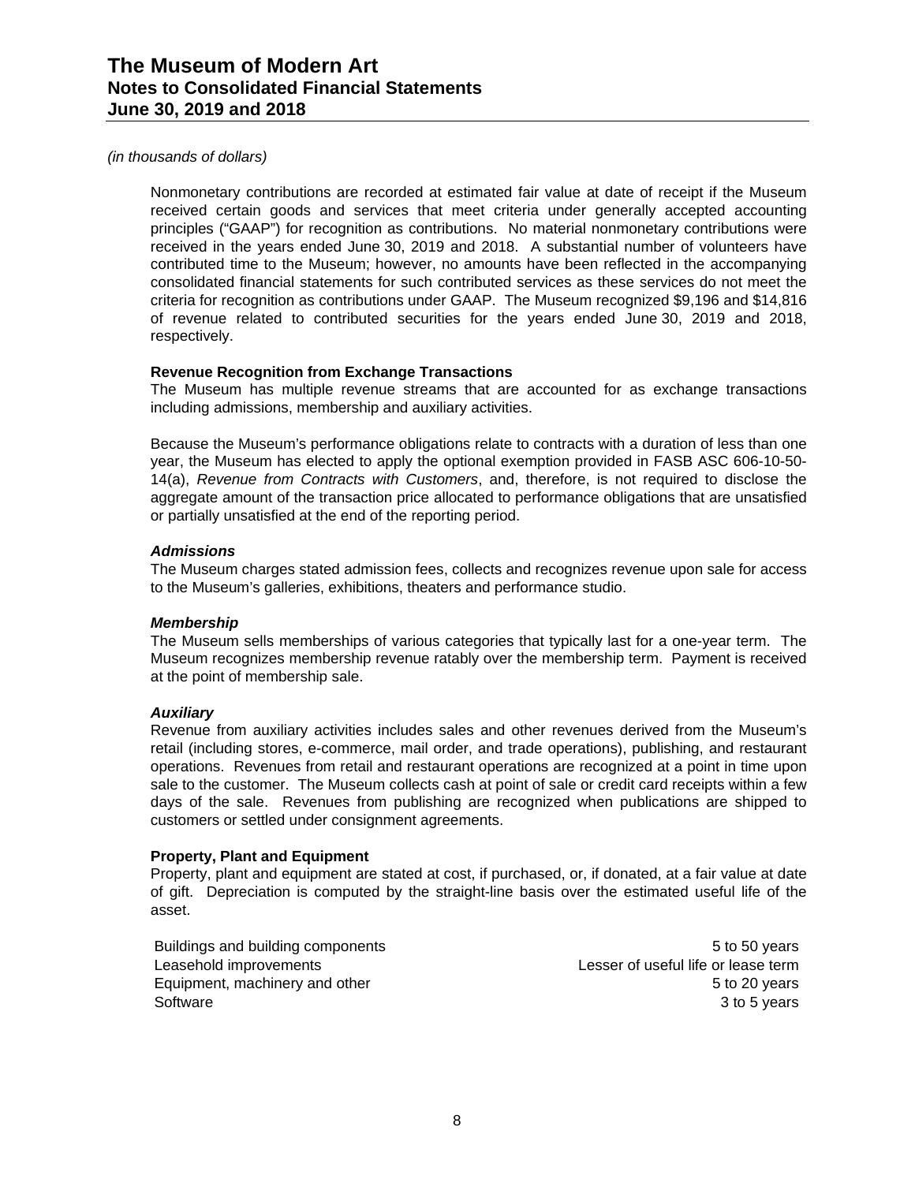*(in thousands of dollars)*

Nonmonetary contributions are recorded at estimated fair value at date of receipt if the Museum received certain goods and services that meet criteria under generally accepted accounting principles ("GAAP") for recognition as contributions. No material nonmonetary contributions were received in the years ended June 30, 2019 and 2018. A substantial number of volunteers have contributed time to the Museum; however, no amounts have been reflected in the accompanying consolidated financial statements for such contributed services as these services do not meet the criteria for recognition as contributions under GAAP. The Museum recognized $9,196 and $14,816 of revenue related to contributed securities for the years ended June 30, 2019 and 2018, respectively.

**Revenue Recognition from Exchange Transactions**

The Museum has multiple revenue streams that are accounted for as exchange transactions including admissions, membership and auxiliary activities.

Because the Museum's performance obligations relate to contracts with a duration of less than one year, the Museum has elected to apply the optional exemption provided in FASB ASC 606-10-50-14(a), *Revenue from Contracts with Customers*, and, therefore, is not required to disclose the aggregate amount of the transaction price allocated to performance obligations that are unsatisfied or partially unsatisfied at the end of the reporting period.

***Admissions***

The Museum charges stated admission fees, collects and recognizes revenue upon sale for access to the Museum's galleries, exhibitions, theaters and performance studio.

***Membership***

The Museum sells memberships of various categories that typically last for a one-year term. The Museum recognizes membership revenue ratably over the membership term. Payment is received at the point of membership sale.

***Auxiliary***

Revenue from auxiliary activities includes sales and other revenues derived from the Museum's retail (including stores, e-commerce, mail order, and trade operations), publishing, and restaurant operations. Revenues from retail and restaurant operations are recognized at a point in time upon sale to the customer. The Museum collects cash at point of sale or credit card receipts within a few days of the sale. Revenues from publishing are recognized when publications are shipped to customers or settled under consignment agreements.

**Property, Plant and Equipment**

Property, plant and equipment are stated at cost, if purchased, or, if donated, at a fair value at date of gift. Depreciation is computed by the straight-line basis over the estimated useful life of the asset.

| | |
|---|---|
| Buildings and building components | 5 to 50 years |
| Leasehold improvements | Lesser of useful life or lease term |
| Equipment, machinery and other | 5 to 20 years |
| Software | 3 to 5 years |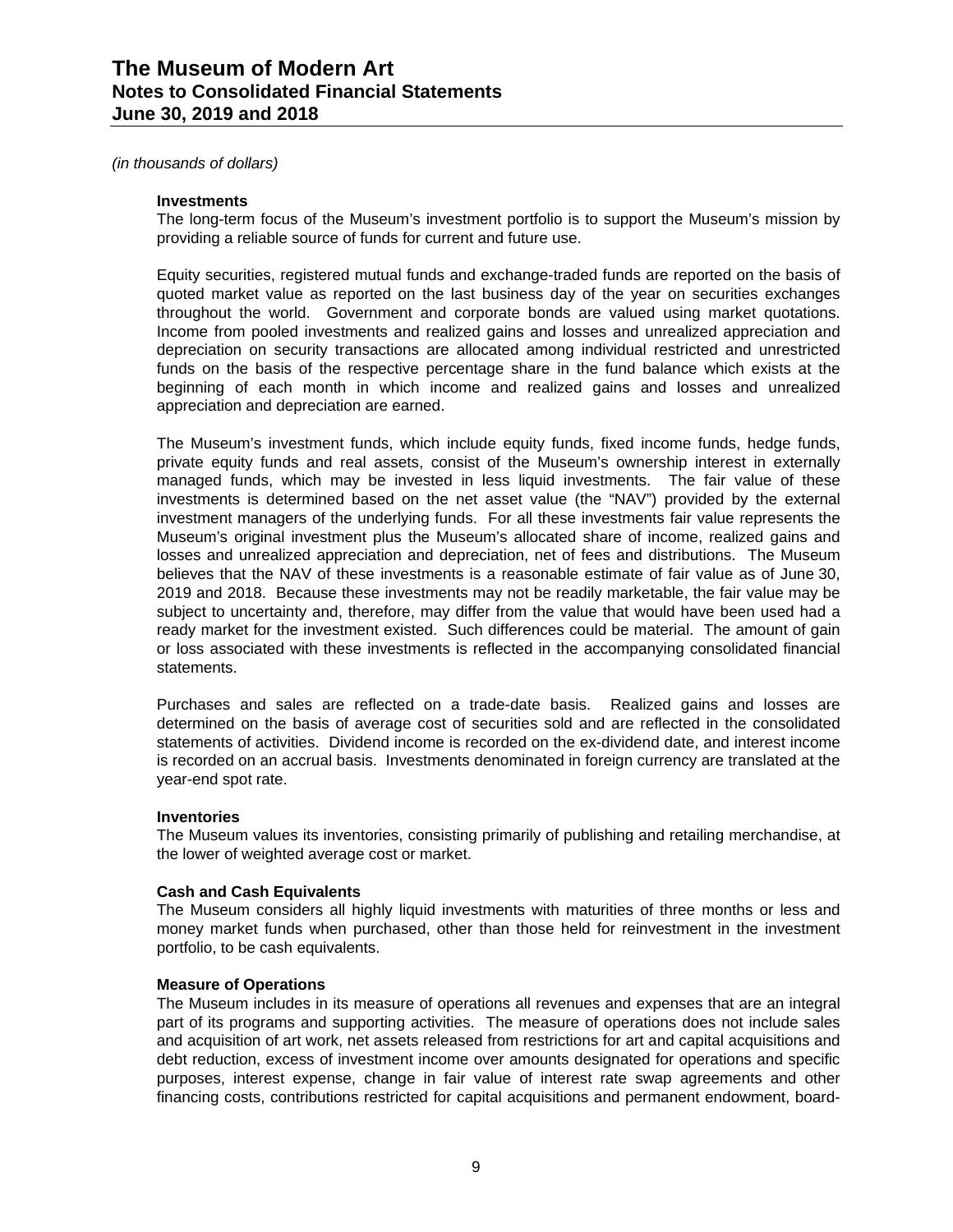*(in thousands of dollars)*

**Investments**

The long-term focus of the Museum's investment portfolio is to support the Museum's mission by providing a reliable source of funds for current and future use.

Equity securities, registered mutual funds and exchange-traded funds are reported on the basis of quoted market value as reported on the last business day of the year on securities exchanges throughout the world. Government and corporate bonds are valued using market quotations. Income from pooled investments and realized gains and losses and unrealized appreciation and depreciation on security transactions are allocated among individual restricted and unrestricted funds on the basis of the respective percentage share in the fund balance which exists at the beginning of each month in which income and realized gains and losses and unrealized appreciation and depreciation are earned.

The Museum's investment funds, which include equity funds, fixed income funds, hedge funds, private equity funds and real assets, consist of the Museum's ownership interest in externally managed funds, which may be invested in less liquid investments. The fair value of these investments is determined based on the net asset value (the "NAV") provided by the external investment managers of the underlying funds. For all these investments fair value represents the Museum's original investment plus the Museum's allocated share of income, realized gains and losses and unrealized appreciation and depreciation, net of fees and distributions. The Museum believes that the NAV of these investments is a reasonable estimate of fair value as of June 30, 2019 and 2018. Because these investments may not be readily marketable, the fair value may be subject to uncertainty and, therefore, may differ from the value that would have been used had a ready market for the investment existed. Such differences could be material. The amount of gain or loss associated with these investments is reflected in the accompanying consolidated financial statements.

Purchases and sales are reflected on a trade-date basis. Realized gains and losses are determined on the basis of average cost of securities sold and are reflected in the consolidated statements of activities. Dividend income is recorded on the ex-dividend date, and interest income is recorded on an accrual basis. Investments denominated in foreign currency are translated at the year-end spot rate.

**Inventories**

The Museum values its inventories, consisting primarily of publishing and retailing merchandise, at the lower of weighted average cost or market.

**Cash and Cash Equivalents**

The Museum considers all highly liquid investments with maturities of three months or less and money market funds when purchased, other than those held for reinvestment in the investment portfolio, to be cash equivalents.

**Measure of Operations**

The Museum includes in its measure of operations all revenues and expenses that are an integral part of its programs and supporting activities. The measure of operations does not include sales and acquisition of art work, net assets released from restrictions for art and capital acquisitions and debt reduction, excess of investment income over amounts designated for operations and specific purposes, interest expense, change in fair value of interest rate swap agreements and other financing costs, contributions restricted for capital acquisitions and permanent endowment, board-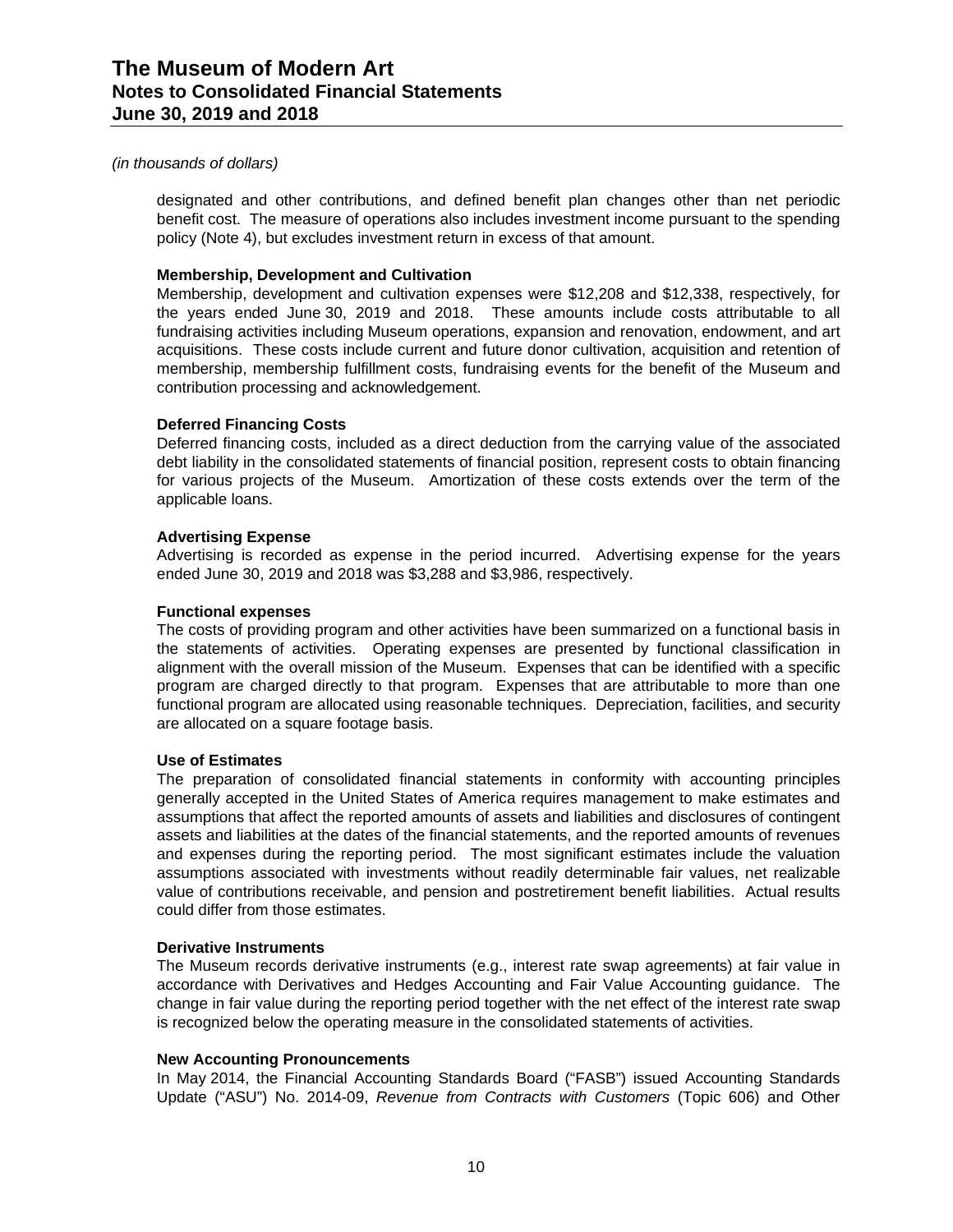*(in thousands of dollars)*

designated and other contributions, and defined benefit plan changes other than net periodic benefit cost. The measure of operations also includes investment income pursuant to the spending policy (Note 4), but excludes investment return in excess of that amount.

**Membership, Development and Cultivation**

Membership, development and cultivation expenses were $12,208 and $12,338, respectively, for the years ended June 30, 2019 and 2018. These amounts include costs attributable to all fundraising activities including Museum operations, expansion and renovation, endowment, and art acquisitions. These costs include current and future donor cultivation, acquisition and retention of membership, membership fulfillment costs, fundraising events for the benefit of the Museum and contribution processing and acknowledgement.

**Deferred Financing Costs**

Deferred financing costs, included as a direct deduction from the carrying value of the associated debt liability in the consolidated statements of financial position, represent costs to obtain financing for various projects of the Museum. Amortization of these costs extends over the term of the applicable loans.

**Advertising Expense**

Advertising is recorded as expense in the period incurred. Advertising expense for the years ended June 30, 2019 and 2018 was $3,288 and $3,986, respectively.

**Functional expenses**

The costs of providing program and other activities have been summarized on a functional basis in the statements of activities. Operating expenses are presented by functional classification in alignment with the overall mission of the Museum. Expenses that can be identified with a specific program are charged directly to that program. Expenses that are attributable to more than one functional program are allocated using reasonable techniques. Depreciation, facilities, and security are allocated on a square footage basis.

**Use of Estimates**

The preparation of consolidated financial statements in conformity with accounting principles generally accepted in the United States of America requires management to make estimates and assumptions that affect the reported amounts of assets and liabilities and disclosures of contingent assets and liabilities at the dates of the financial statements, and the reported amounts of revenues and expenses during the reporting period. The most significant estimates include the valuation assumptions associated with investments without readily determinable fair values, net realizable value of contributions receivable, and pension and postretirement benefit liabilities. Actual results could differ from those estimates.

**Derivative Instruments**

The Museum records derivative instruments (e.g., interest rate swap agreements) at fair value in accordance with Derivatives and Hedges Accounting and Fair Value Accounting guidance. The change in fair value during the reporting period together with the net effect of the interest rate swap is recognized below the operating measure in the consolidated statements of activities.

**New Accounting Pronouncements**

In May 2014, the Financial Accounting Standards Board ("FASB") issued Accounting Standards Update ("ASU") No. 2014-09, *Revenue from Contracts with Customers* (Topic 606) and Other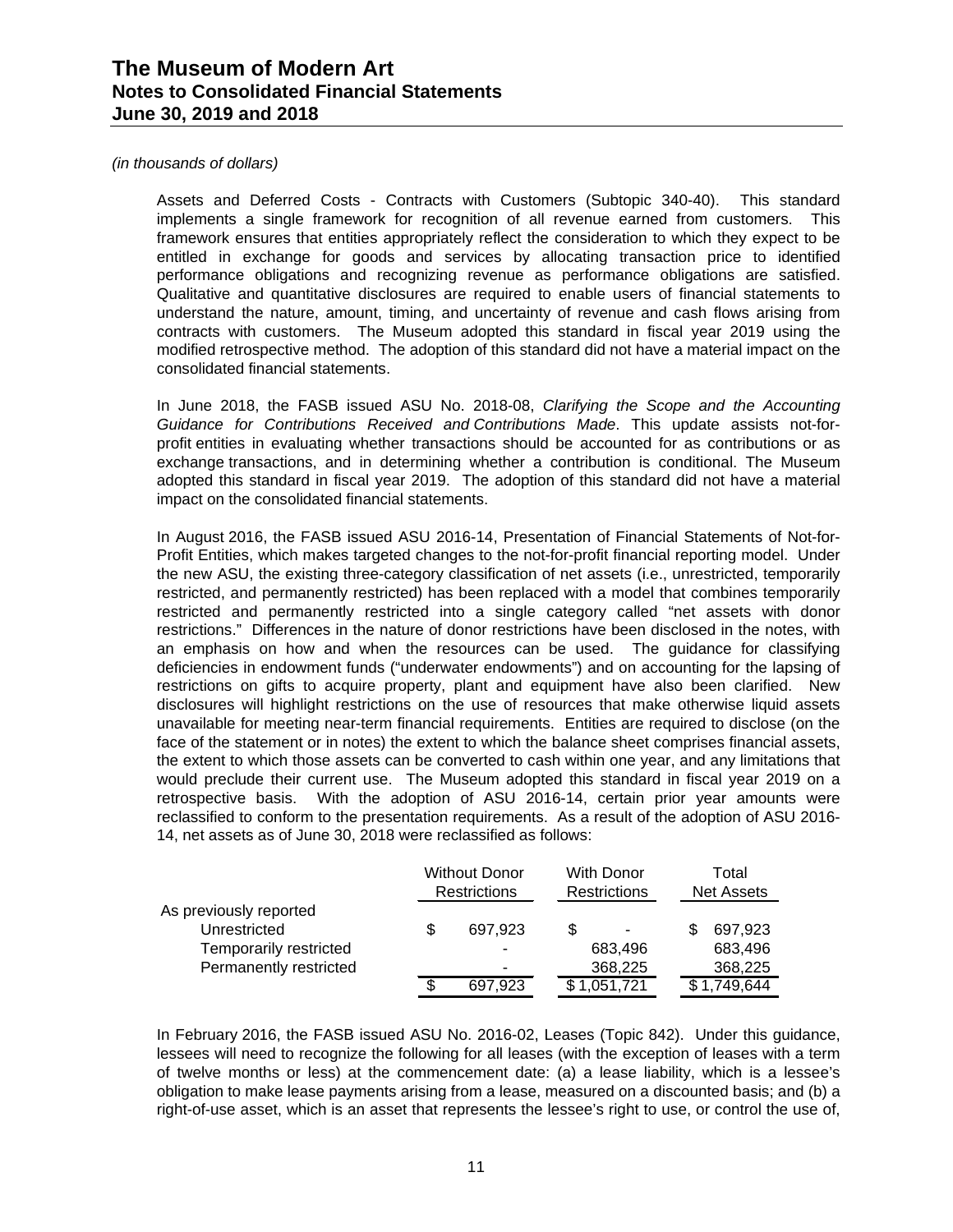*(in thousands of dollars)*

Assets and Deferred Costs - Contracts with Customers (Subtopic 340-40). This standard implements a single framework for recognition of all revenue earned from customers. This framework ensures that entities appropriately reflect the consideration to which they expect to be entitled in exchange for goods and services by allocating transaction price to identified performance obligations and recognizing revenue as performance obligations are satisfied. Qualitative and quantitative disclosures are required to enable users of financial statements to understand the nature, amount, timing, and uncertainty of revenue and cash flows arising from contracts with customers. The Museum adopted this standard in fiscal year 2019 using the modified retrospective method. The adoption of this standard did not have a material impact on the consolidated financial statements.

In June 2018, the FASB issued ASU No. 2018-08, *Clarifying the Scope and the Accounting Guidance for Contributions Received and Contributions Made*. This update assists not-for-profit entities in evaluating whether transactions should be accounted for as contributions or as exchange transactions, and in determining whether a contribution is conditional. The Museum adopted this standard in fiscal year 2019. The adoption of this standard did not have a material impact on the consolidated financial statements.

In August 2016, the FASB issued ASU 2016-14, Presentation of Financial Statements of Not-for-Profit Entities, which makes targeted changes to the not-for-profit financial reporting model. Under the new ASU, the existing three-category classification of net assets (i.e., unrestricted, temporarily restricted, and permanently restricted) has been replaced with a model that combines temporarily restricted and permanently restricted into a single category called "net assets with donor restrictions." Differences in the nature of donor restrictions have been disclosed in the notes, with an emphasis on how and when the resources can be used. The guidance for classifying deficiencies in endowment funds ("underwater endowments") and on accounting for the lapsing of restrictions on gifts to acquire property, plant and equipment have also been clarified. New disclosures will highlight restrictions on the use of resources that make otherwise liquid assets unavailable for meeting near-term financial requirements. Entities are required to disclose (on the face of the statement or in notes) the extent to which the balance sheet comprises financial assets, the extent to which those assets can be converted to cash within one year, and any limitations that would preclude their current use. The Museum adopted this standard in fiscal year 2019 on a retrospective basis. With the adoption of ASU 2016-14, certain prior year amounts were reclassified to conform to the presentation requirements. As a result of the adoption of ASU 2016-14, net assets as of June 30, 2018 were reclassified as follows:

| | Without Donor Restrictions | With Donor Restrictions | Total Net Assets |
|---|---|---|---|
| As previously reported | | | |
| Unrestricted | $ 697,923 | $ - | $ 697,923 |
| Temporarily restricted | - | 683,496 | 683,496 |
| Permanently restricted | - | 368,225 | 368,225 |
| | $ 697,923 | $ 1,051,721 | $ 1,749,644 |

In February 2016, the FASB issued ASU No. 2016-02, Leases (Topic 842). Under this guidance, lessees will need to recognize the following for all leases (with the exception of leases with a term of twelve months or less) at the commencement date: (a) a lease liability, which is a lessee's obligation to make lease payments arising from a lease, measured on a discounted basis; and (b) a right-of-use asset, which is an asset that represents the lessee's right to use, or control the use of,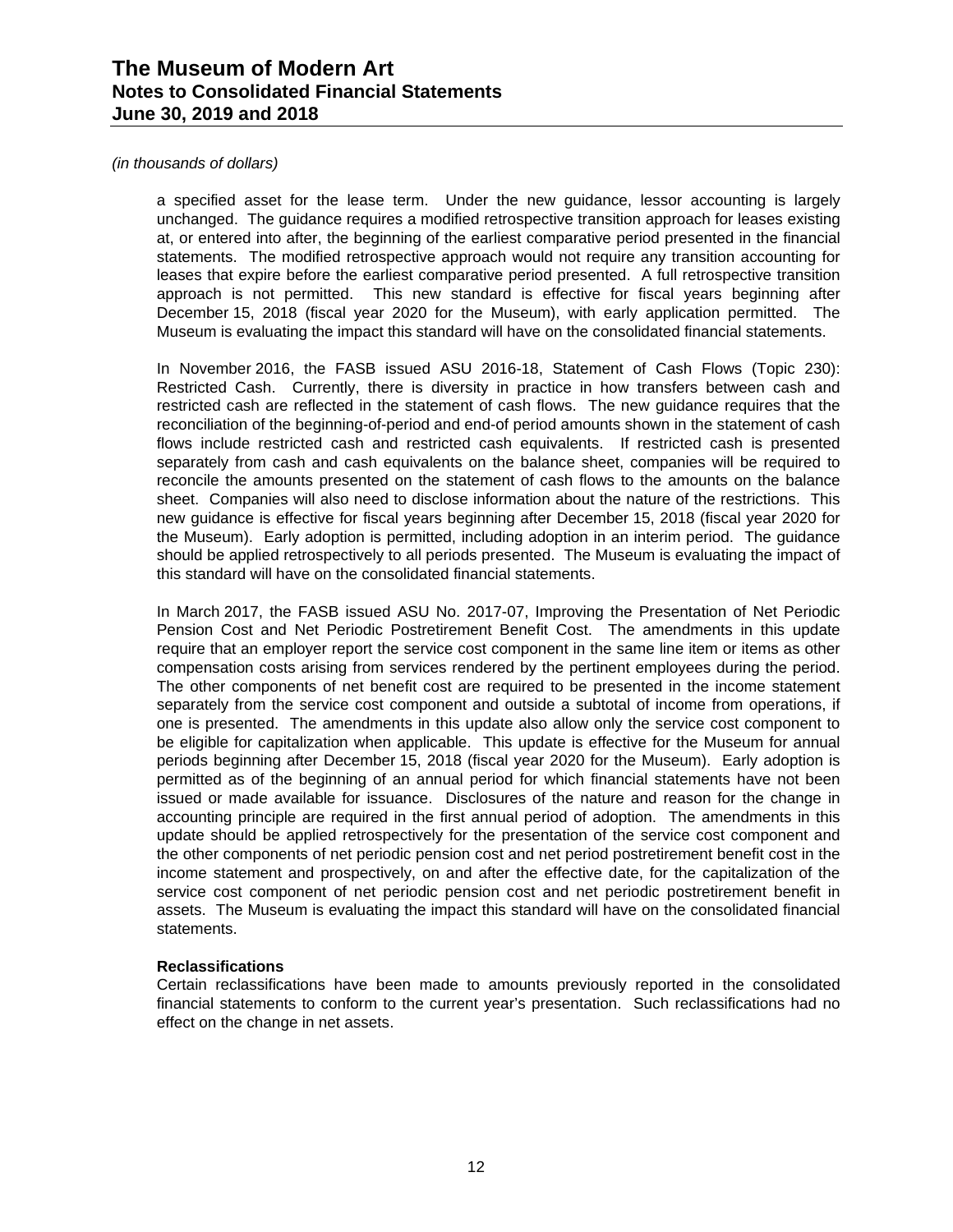*(in thousands of dollars)*

a specified asset for the lease term. Under the new guidance, lessor accounting is largely unchanged. The guidance requires a modified retrospective transition approach for leases existing at, or entered into after, the beginning of the earliest comparative period presented in the financial statements. The modified retrospective approach would not require any transition accounting for leases that expire before the earliest comparative period presented. A full retrospective transition approach is not permitted. This new standard is effective for fiscal years beginning after December 15, 2018 (fiscal year 2020 for the Museum), with early application permitted. The Museum is evaluating the impact this standard will have on the consolidated financial statements.

In November 2016, the FASB issued ASU 2016-18, Statement of Cash Flows (Topic 230): Restricted Cash. Currently, there is diversity in practice in how transfers between cash and restricted cash are reflected in the statement of cash flows. The new guidance requires that the reconciliation of the beginning-of-period and end-of period amounts shown in the statement of cash flows include restricted cash and restricted cash equivalents. If restricted cash is presented separately from cash and cash equivalents on the balance sheet, companies will be required to reconcile the amounts presented on the statement of cash flows to the amounts on the balance sheet. Companies will also need to disclose information about the nature of the restrictions. This new guidance is effective for fiscal years beginning after December 15, 2018 (fiscal year 2020 for the Museum). Early adoption is permitted, including adoption in an interim period. The guidance should be applied retrospectively to all periods presented. The Museum is evaluating the impact of this standard will have on the consolidated financial statements.

In March 2017, the FASB issued ASU No. 2017-07, Improving the Presentation of Net Periodic Pension Cost and Net Periodic Postretirement Benefit Cost. The amendments in this update require that an employer report the service cost component in the same line item or items as other compensation costs arising from services rendered by the pertinent employees during the period. The other components of net benefit cost are required to be presented in the income statement separately from the service cost component and outside a subtotal of income from operations, if one is presented. The amendments in this update also allow only the service cost component to be eligible for capitalization when applicable. This update is effective for the Museum for annual periods beginning after December 15, 2018 (fiscal year 2020 for the Museum). Early adoption is permitted as of the beginning of an annual period for which financial statements have not been issued or made available for issuance. Disclosures of the nature and reason for the change in accounting principle are required in the first annual period of adoption. The amendments in this update should be applied retrospectively for the presentation of the service cost component and the other components of net periodic pension cost and net period postretirement benefit cost in the income statement and prospectively, on and after the effective date, for the capitalization of the service cost component of net periodic pension cost and net periodic postretirement benefit in assets. The Museum is evaluating the impact this standard will have on the consolidated financial statements.

**Reclassifications**

Certain reclassifications have been made to amounts previously reported in the consolidated financial statements to conform to the current year's presentation. Such reclassifications had no effect on the change in net assets.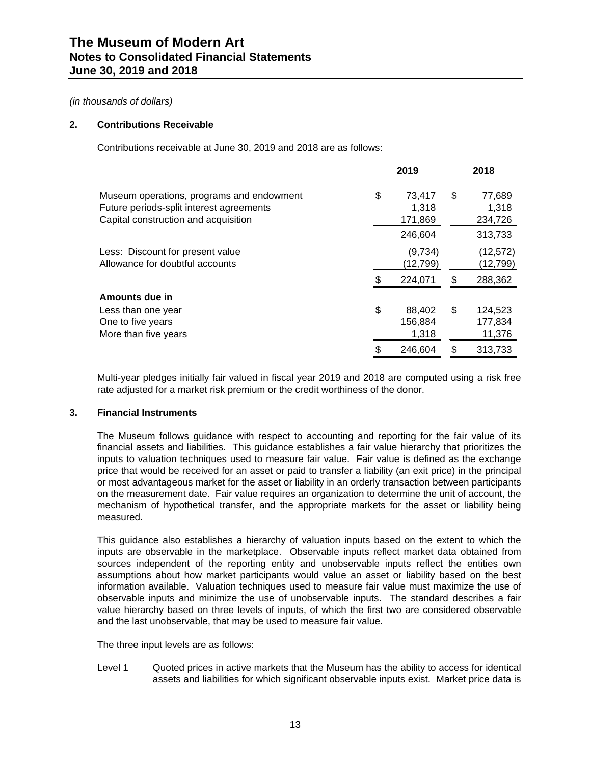*(in thousands of dollars)*

## 2. Contributions Receivable

Contributions receivable at June 30, 2019 and 2018 are as follows:

| | 2019 | 2018 |
|---|---|---|
| Museum operations, programs and endowment | $ 73,417 | $ 77,689 |
| Future periods-split interest agreements | 1,318 | 1,318 |
| Capital construction and acquisition | 171,869 | 234,726 |
| | 246,604 | 313,733 |
| Less: Discount for present value | (9,734) | (12,572) |
| Allowance for doubtful accounts | (12,799) | (12,799) |
| | $ 224,071 | $ 288,362 |
| **Amounts due in** | | |
| Less than one year | $ 88,402 | $ 124,523 |
| One to five years | 156,884 | 177,834 |
| More than five years | 1,318 | 11,376 |
| | $ 246,604 | $ 313,733 |

Multi-year pledges initially fair valued in fiscal year 2019 and 2018 are computed using a risk free rate adjusted for a market risk premium or the credit worthiness of the donor.

## 3. Financial Instruments

The Museum follows guidance with respect to accounting and reporting for the fair value of its financial assets and liabilities. This guidance establishes a fair value hierarchy that prioritizes the inputs to valuation techniques used to measure fair value. Fair value is defined as the exchange price that would be received for an asset or paid to transfer a liability (an exit price) in the principal or most advantageous market for the asset or liability in an orderly transaction between participants on the measurement date. Fair value requires an organization to determine the unit of account, the mechanism of hypothetical transfer, and the appropriate markets for the asset or liability being measured.

This guidance also establishes a hierarchy of valuation inputs based on the extent to which the inputs are observable in the marketplace. Observable inputs reflect market data obtained from sources independent of the reporting entity and unobservable inputs reflect the entities own assumptions about how market participants would value an asset or liability based on the best information available. Valuation techniques used to measure fair value must maximize the use of observable inputs and minimize the use of unobservable inputs. The standard describes a fair value hierarchy based on three levels of inputs, of which the first two are considered observable and the last unobservable, that may be used to measure fair value.

The three input levels are as follows:

Level 1 Quoted prices in active markets that the Museum has the ability to access for identical assets and liabilities for which significant observable inputs exist. Market price data is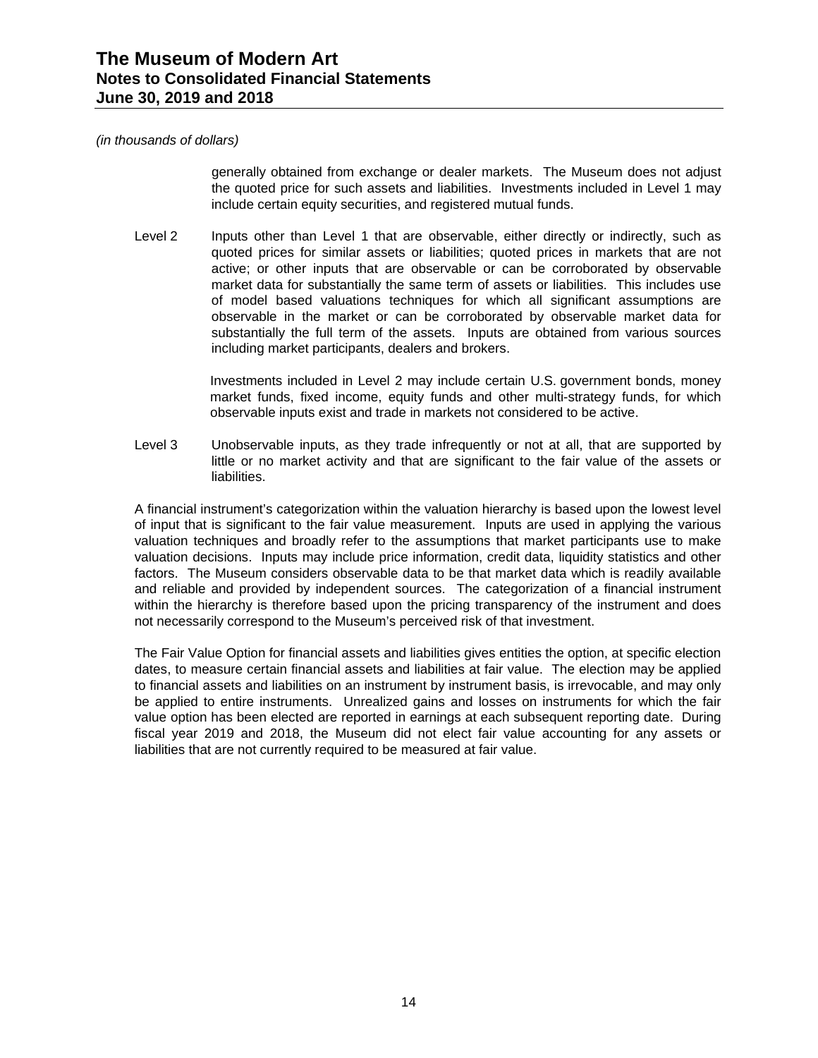*(in thousands of dollars)*

generally obtained from exchange or dealer markets. The Museum does not adjust the quoted price for such assets and liabilities. Investments included in Level 1 may include certain equity securities, and registered mutual funds.

Level 2 Inputs other than Level 1 that are observable, either directly or indirectly, such as quoted prices for similar assets or liabilities; quoted prices in markets that are not active; or other inputs that are observable or can be corroborated by observable market data for substantially the same term of assets or liabilities. This includes use of model based valuations techniques for which all significant assumptions are observable in the market or can be corroborated by observable market data for substantially the full term of the assets. Inputs are obtained from various sources including market participants, dealers and brokers.

Investments included in Level 2 may include certain U.S. government bonds, money market funds, fixed income, equity funds and other multi-strategy funds, for which observable inputs exist and trade in markets not considered to be active.

Level 3 Unobservable inputs, as they trade infrequently or not at all, that are supported by little or no market activity and that are significant to the fair value of the assets or liabilities.

A financial instrument's categorization within the valuation hierarchy is based upon the lowest level of input that is significant to the fair value measurement. Inputs are used in applying the various valuation techniques and broadly refer to the assumptions that market participants use to make valuation decisions. Inputs may include price information, credit data, liquidity statistics and other factors. The Museum considers observable data to be that market data which is readily available and reliable and provided by independent sources. The categorization of a financial instrument within the hierarchy is therefore based upon the pricing transparency of the instrument and does not necessarily correspond to the Museum's perceived risk of that investment.

The Fair Value Option for financial assets and liabilities gives entities the option, at specific election dates, to measure certain financial assets and liabilities at fair value. The election may be applied to financial assets and liabilities on an instrument by instrument basis, is irrevocable, and may only be applied to entire instruments. Unrealized gains and losses on instruments for which the fair value option has been elected are reported in earnings at each subsequent reporting date. During fiscal year 2019 and 2018, the Museum did not elect fair value accounting for any assets or liabilities that are not currently required to be measured at fair value.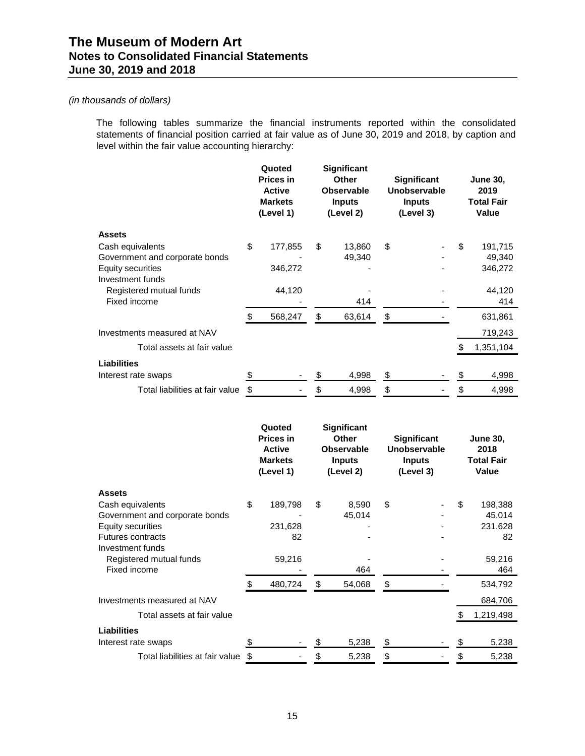*(in thousands of dollars)*

The following tables summarize the financial instruments reported within the consolidated statements of financial position carried at fair value as of June 30, 2019 and 2018, by caption and level within the fair value accounting hierarchy:

| | Quoted Prices in Active Markets (Level 1) | Significant Other Observable Inputs (Level 2) | Significant Unobservable Inputs (Level 3) | June 30, 2019 Total Fair Value |
|---|---|---|---|---|
| **Assets** | | | | |
| Cash equivalents | $ 177,855 | $ 13,860 | $ - | $ 191,715 |
| Government and corporate bonds | - | 49,340 | - | 49,340 |
| Equity securities | 346,272 | - | - | 346,272 |
| Investment funds | | | | |
| Registered mutual funds | 44,120 | - | - | 44,120 |
| Fixed income | - | 414 | - | 414 |
| | $ 568,247 | $ 63,614 | $ - | 631,861 |
| Investments measured at NAV | | | | 719,243 |
| Total assets at fair value | | | | $ 1,351,104 |
| **Liabilities** | | | | |
| Interest rate swaps | $ - | $ 4,998 | $ - | $ 4,998 |
| Total liabilities at fair value | $ - | $ 4,998 | $ - | $ 4,998 |

| | Quoted Prices in Active Markets (Level 1) | Significant Other Observable Inputs (Level 2) | Significant Unobservable Inputs (Level 3) | June 30, 2018 Total Fair Value |
|---|---|---|---|---|
| **Assets** | | | | |
| Cash equivalents | $ 189,798 | $ 8,590 | $ - | $ 198,388 |
| Government and corporate bonds | - | 45,014 | - | 45,014 |
| Equity securities | 231,628 | - | - | 231,628 |
| Futures contracts | 82 | - | - | 82 |
| Investment funds | | | | |
| Registered mutual funds | 59,216 | - | - | 59,216 |
| Fixed income | - | 464 | - | 464 |
| | $ 480,724 | $ 54,068 | $ - | 534,792 |
| Investments measured at NAV | | | | 684,706 |
| Total assets at fair value | | | | $ 1,219,498 |
| **Liabilities** | | | | |
| Interest rate swaps | $ - | $ 5,238 | $ - | $ 5,238 |
| Total liabilities at fair value | $ - | $ 5,238 | $ - | $ 5,238 |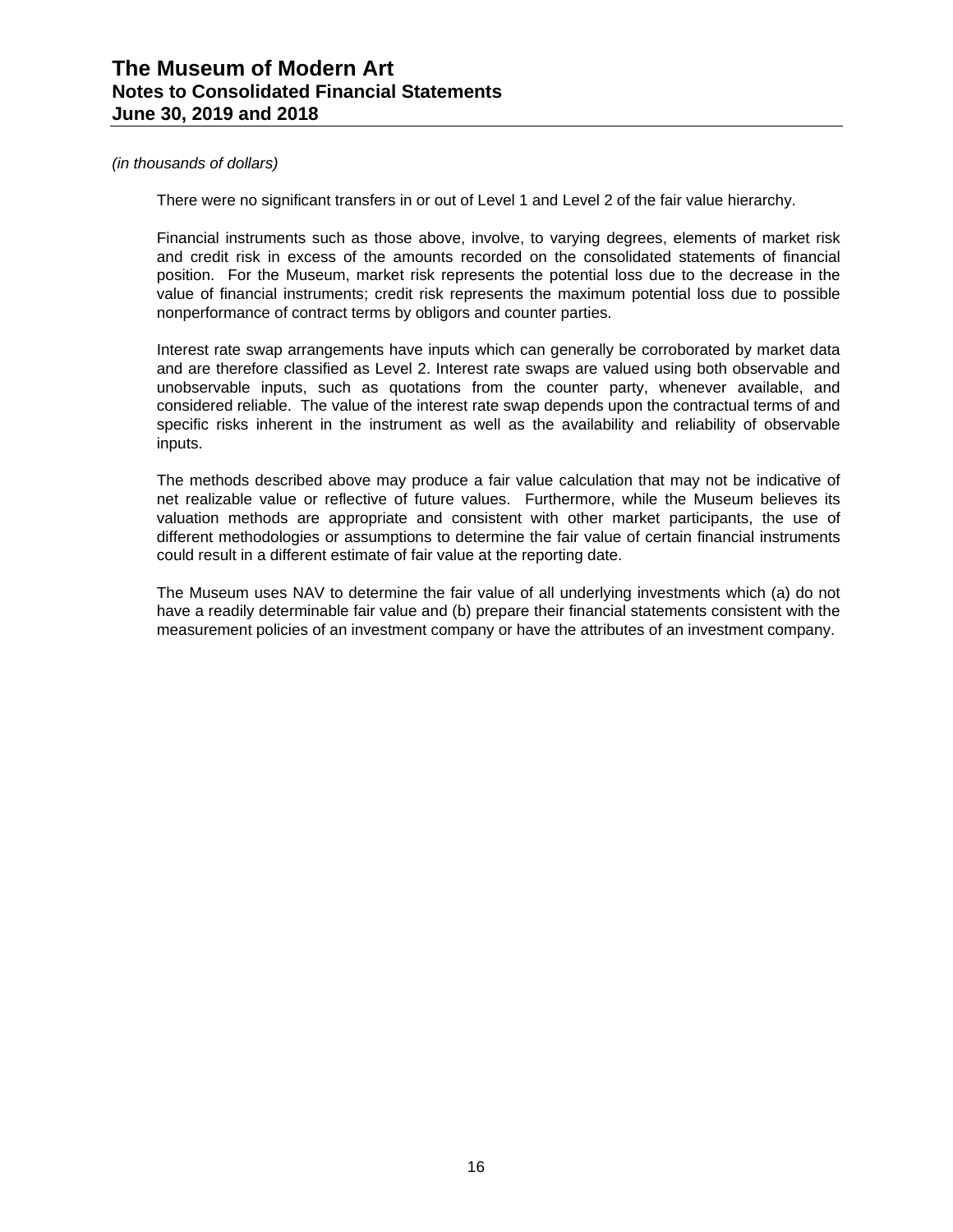*(in thousands of dollars)*

There were no significant transfers in or out of Level 1 and Level 2 of the fair value hierarchy.

Financial instruments such as those above, involve, to varying degrees, elements of market risk and credit risk in excess of the amounts recorded on the consolidated statements of financial position. For the Museum, market risk represents the potential loss due to the decrease in the value of financial instruments; credit risk represents the maximum potential loss due to possible nonperformance of contract terms by obligors and counter parties.

Interest rate swap arrangements have inputs which can generally be corroborated by market data and are therefore classified as Level 2. Interest rate swaps are valued using both observable and unobservable inputs, such as quotations from the counter party, whenever available, and considered reliable. The value of the interest rate swap depends upon the contractual terms of and specific risks inherent in the instrument as well as the availability and reliability of observable inputs.

The methods described above may produce a fair value calculation that may not be indicative of net realizable value or reflective of future values. Furthermore, while the Museum believes its valuation methods are appropriate and consistent with other market participants, the use of different methodologies or assumptions to determine the fair value of certain financial instruments could result in a different estimate of fair value at the reporting date.

The Museum uses NAV to determine the fair value of all underlying investments which (a) do not have a readily determinable fair value and (b) prepare their financial statements consistent with the measurement policies of an investment company or have the attributes of an investment company.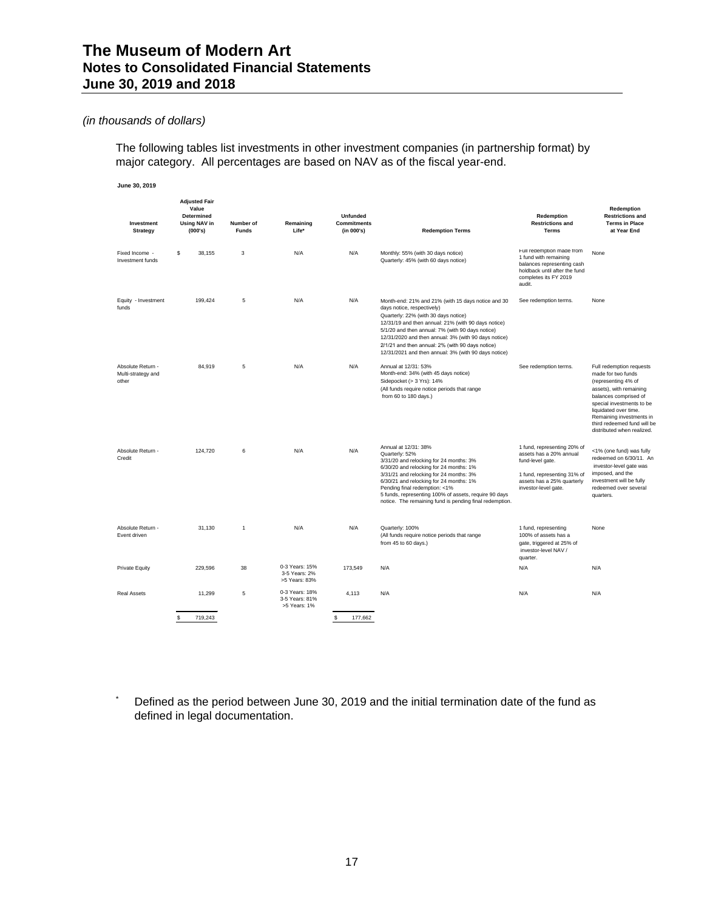# The Museum of Modern Art
## Notes to Consolidated Financial Statements
## June 30, 2019 and 2018

*(in thousands of dollars)*

The following tables list investments in other investment companies (in partnership format) by major category. All percentages are based on NAV as of the fiscal year-end.

**June 30, 2019**

| Investment Strategy | Adjusted Fair Value Determined Using NAV in (000's) | Number of Funds | Remaining Life* | Unfunded Commitments (in 000's) | Redemption Terms | Redemption Restrictions and Terms | Redemption Restrictions and Terms in Place at Year End |
|---|---|---|---|---|---|---|---|
| Fixed Income - Investment funds | $ 38,155 | 3 | N/A | N/A | Monthly: 55% (with 30 days notice)<br>Quarterly: 45% (with 60 days notice) | Full redemption made from 1 fund with remaining balances representing cash holdback until after the fund completes its FY 2019 audit. | None |
| Equity - Investment funds | 199,424 | 5 | N/A | N/A | Month-end: 21% and 21% (with 15 days notice and 30 days notice, respectively)<br>Quarterly: 22% (with 30 days notice)<br>12/31/19 and then annual: 21% (with 90 days notice)<br>5/1/20 and then annual: 7% (with 90 days notice)<br>12/31/2020 and then annual: 3% (with 90 days notice)<br>2/1/21 and then annual: 2% (with 90 days notice)<br>12/31/2021 and then annual: 3% (with 90 days notice) | See redemption terms. | None |
| Absolute Return - Multi-strategy and other | 84,919 | 5 | N/A | N/A | Annual at 12/31: 53%<br>Month-end: 34% (with 45 days notice)<br>Sidepocket (> 3 Yrs): 14%<br>(All funds require notice periods that range from 60 to 180 days.) | See redemption terms. | Full redemption requests made for two funds (representing 4% of assets), with remaining balances comprised of special investments to be liquidated over time. Remaining investments in third redeemed fund will be distributed when realized. |
| Absolute Return - Credit | 124,720 | 6 | N/A | N/A | Annual at 12/31: 38%<br>Quarterly: 52%<br>3/31/20 and relocking for 24 months: 3%<br>6/30/20 and relocking for 24 months: 1%<br>3/31/21 and relocking for 24 months: 3%<br>6/30/21 and relocking for 24 months: 1%<br>Pending final redemption: <1%<br>5 funds, representing 100% of assets, require 90 days notice. The remaining fund is pending final redemption. | 1 fund, representing 20% of assets has a 20% annual fund-level gate.<br><br>1 fund, representing 31% of assets has a 25% quarterly investor-level gate. | <1% (one fund) was fully redeemed on 6/30/11. An investor-level gate was imposed, and the investment will be fully redeemed over several quarters. |
| Absolute Return - Event driven | 31,130 | 1 | N/A | N/A | Quarterly: 100%<br>(All funds require notice periods that range from 45 to 60 days.) | 1 fund, representing 100% of assets has a gate, triggered at 25% of investor-level NAV / quarter. | None |
| Private Equity | 229,596 | 38 | 0-3 Years: 15%<br>3-5 Years: 2%<br>>5 Years: 83% | 173,549 | N/A | N/A | N/A |
| Real Assets | 11,299 | 5 | 0-3 Years: 18%<br>3-5 Years: 81%<br>>5 Years: 1% | 4,113 | N/A | N/A | N/A |
| | $ 719,243 | | | $ 177,662 | | | |

\* Defined as the period between June 30, 2019 and the initial termination date of the fund as defined in legal documentation.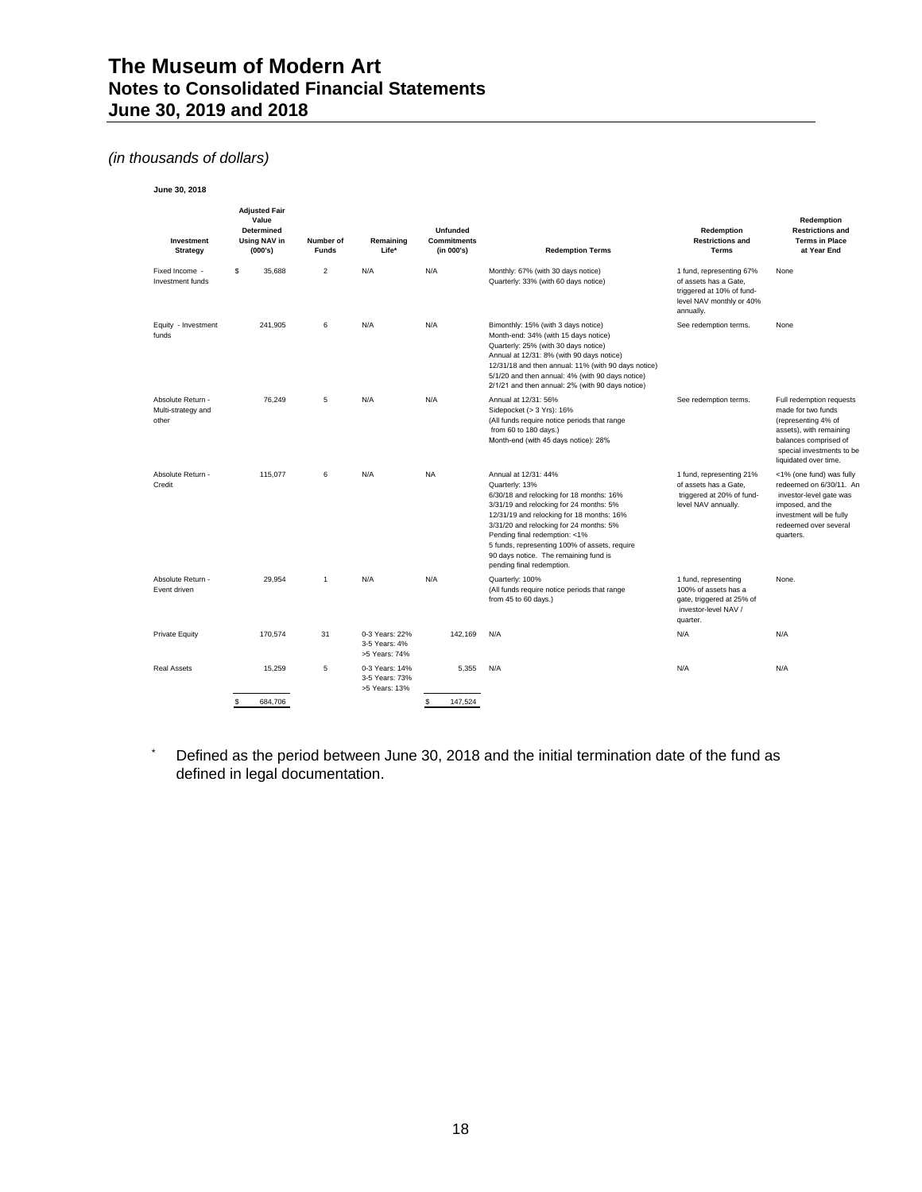# The Museum of Modern Art
## Notes to Consolidated Financial Statements
## June 30, 2019 and 2018

*(in thousands of dollars)*

**June 30, 2018**

| Investment Strategy | Adjusted Fair Value Determined Using NAV in (000's) | Number of Funds | Remaining Life* | Unfunded Commitments (in 000's) | Redemption Terms | Redemption Restrictions and Terms | Redemption Restrictions and Terms in Place at Year End |
|---|---|---|---|---|---|---|---|
| Fixed Income - Investment funds | $ 35,688 | 2 | N/A | N/A | Monthly: 67% (with 30 days notice)<br>Quarterly: 33% (with 60 days notice) | 1 fund, representing 67% of assets has a Gate, triggered at 10% of fund-level NAV monthly or 40% annually. | None |
| Equity - Investment funds | 241,905 | 6 | N/A | N/A | Bimonthly: 15% (with 3 days notice)<br>Month-end: 34% (with 15 days notice)<br>Quarterly: 25% (with 30 days notice)<br>Annual at 12/31: 8% (with 90 days notice)<br>12/31/18 and then annual: 11% (with 90 days notice)<br>5/1/20 and then annual: 4% (with 90 days notice)<br>2/1/21 and then annual: 2% (with 90 days notice) | See redemption terms. | None |
| Absolute Return - Multi-strategy and other | 76,249 | 5 | N/A | N/A | Annual at 12/31: 56%<br>Sidepocket (> 3 Yrs): 16%<br>(All funds require notice periods that range from 60 to 180 days.)<br>Month-end (with 45 days notice): 28% | See redemption terms. | Full redemption requests made for two funds (representing 4% of assets), with remaining balances comprised of special investments to be liquidated over time. |
| Absolute Return - Credit | 115,077 | 6 | N/A | NA | Annual at 12/31: 44%<br>Quarterly: 13%<br>6/30/18 and relocking for 18 months: 16%<br>3/31/19 and relocking for 24 months: 5%<br>12/31/19 and relocking for 18 months: 16%<br>3/31/20 and relocking for 24 months: 5%<br>Pending final redemption: <1%<br>5 funds, representing 100% of assets, require 90 days notice. The remaining fund is pending final redemption. | 1 fund, representing 21% of assets has a Gate, triggered at 20% of fund-level NAV annually. | <1% (one fund) was fully redeemed on 6/30/11. An investor-level gate was imposed, and the investment will be fully redeemed over several quarters. |
| Absolute Return - Event driven | 29,954 | 1 | N/A | N/A | Quarterly: 100%<br>(All funds require notice periods that range from 45 to 60 days.) | 1 fund, representing 100% of assets has a gate, triggered at 25% of investor-level NAV / quarter. | None. |
| Private Equity | 170,574 | 31 | 0-3 Years: 22%<br>3-5 Years: 4%<br>>5 Years: 74% | 142,169 | N/A | N/A | N/A |
| Real Assets | 15,259 | 5 | 0-3 Years: 14%<br>3-5 Years: 73%<br>>5 Years: 13% | 5,355 | N/A | N/A | N/A |
| | $ 684,706 | | | $ 147,524 | | | |

\* Defined as the period between June 30, 2018 and the initial termination date of the fund as defined in legal documentation.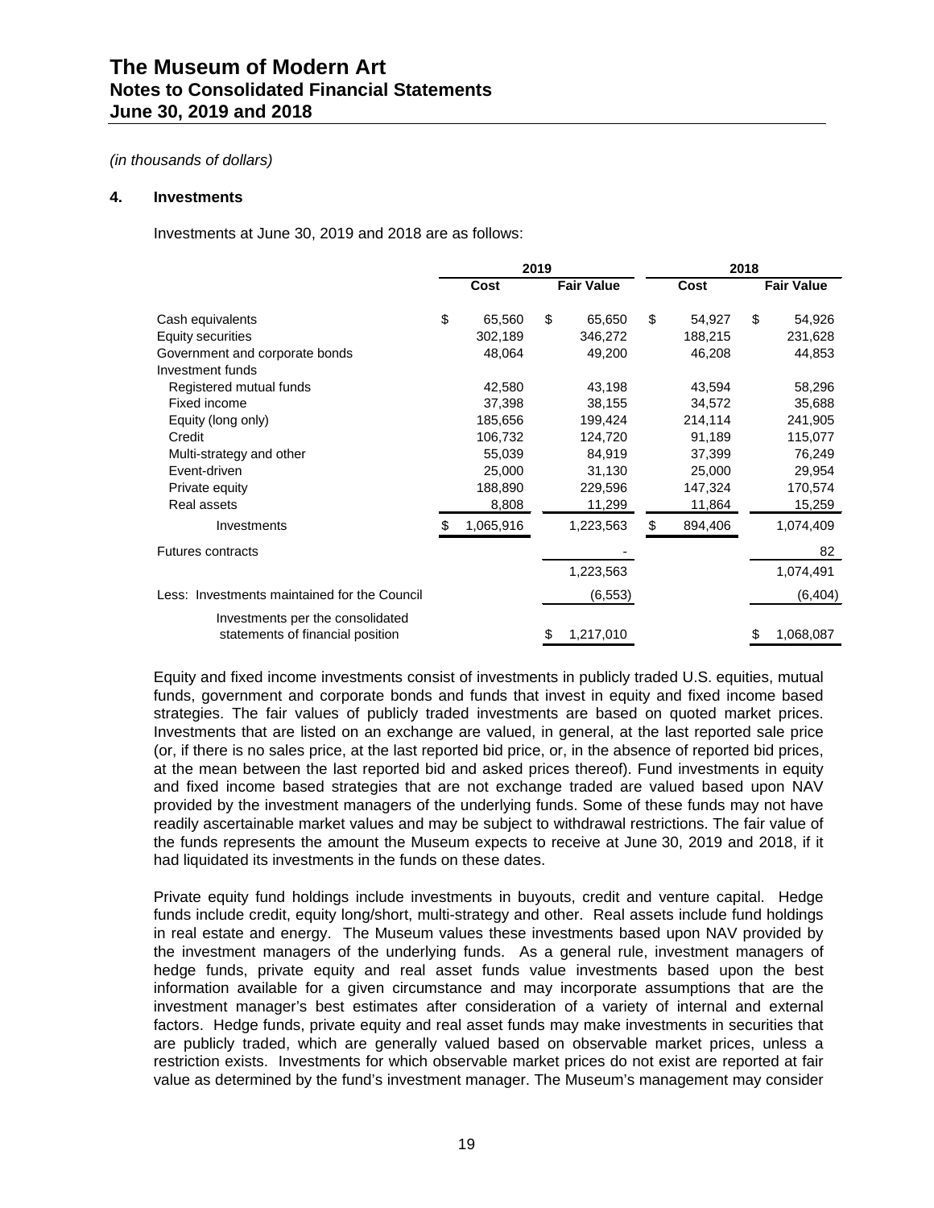# The Museum of Modern Art
## Notes to Consolidated Financial Statements
## June 30, 2019 and 2018

*(in thousands of dollars)*

### 4. Investments

Investments at June 30, 2019 and 2018 are as follows:

| | 2019 | | 2018 | |
|---|---|---|---|---|
| | **Cost** | **Fair Value** | **Cost** | **Fair Value** |
| Cash equivalents | $ 65,560 | $ 65,650 | $ 54,927 | $ 54,926 |
| Equity securities | 302,189 | 346,272 | 188,215 | 231,628 |
| Government and corporate bonds | 48,064 | 49,200 | 46,208 | 44,853 |
| Investment funds | | | | |
| Registered mutual funds | 42,580 | 43,198 | 43,594 | 58,296 |
| Fixed income | 37,398 | 38,155 | 34,572 | 35,688 |
| Equity (long only) | 185,656 | 199,424 | 214,114 | 241,905 |
| Credit | 106,732 | 124,720 | 91,189 | 115,077 |
| Multi-strategy and other | 55,039 | 84,919 | 37,399 | 76,249 |
| Event-driven | 25,000 | 31,130 | 25,000 | 29,954 |
| Private equity | 188,890 | 229,596 | 147,324 | 170,574 |
| Real assets | 8,808 | 11,299 | 11,864 | 15,259 |
| Investments | $ 1,065,916 | 1,223,563 | $ 894,406 | 1,074,409 |
| Futures contracts | | - | | 82 |
| | | 1,223,563 | | 1,074,491 |
| Less: Investments maintained for the Council | | (6,553) | | (6,404) |
| Investments per the consolidated statements of financial position | | $ 1,217,010 | | $ 1,068,087 |

Equity and fixed income investments consist of investments in publicly traded U.S. equities, mutual funds, government and corporate bonds and funds that invest in equity and fixed income based strategies. The fair values of publicly traded investments are based on quoted market prices. Investments that are listed on an exchange are valued, in general, at the last reported sale price (or, if there is no sales price, at the last reported bid price, or, in the absence of reported bid prices, at the mean between the last reported bid and asked prices thereof). Fund investments in equity and fixed income based strategies that are not exchange traded are valued based upon NAV provided by the investment managers of the underlying funds. Some of these funds may not have readily ascertainable market values and may be subject to withdrawal restrictions. The fair value of the funds represents the amount the Museum expects to receive at June 30, 2019 and 2018, if it had liquidated its investments in the funds on these dates.

Private equity fund holdings include investments in buyouts, credit and venture capital. Hedge funds include credit, equity long/short, multi-strategy and other. Real assets include fund holdings in real estate and energy. The Museum values these investments based upon NAV provided by the investment managers of the underlying funds. As a general rule, investment managers of hedge funds, private equity and real asset funds value investments based upon the best information available for a given circumstance and may incorporate assumptions that are the investment manager's best estimates after consideration of a variety of internal and external factors. Hedge funds, private equity and real asset funds may make investments in securities that are publicly traded, which are generally valued based on observable market prices, unless a restriction exists. Investments for which observable market prices do not exist are reported at fair value as determined by the fund's investment manager. The Museum's management may consider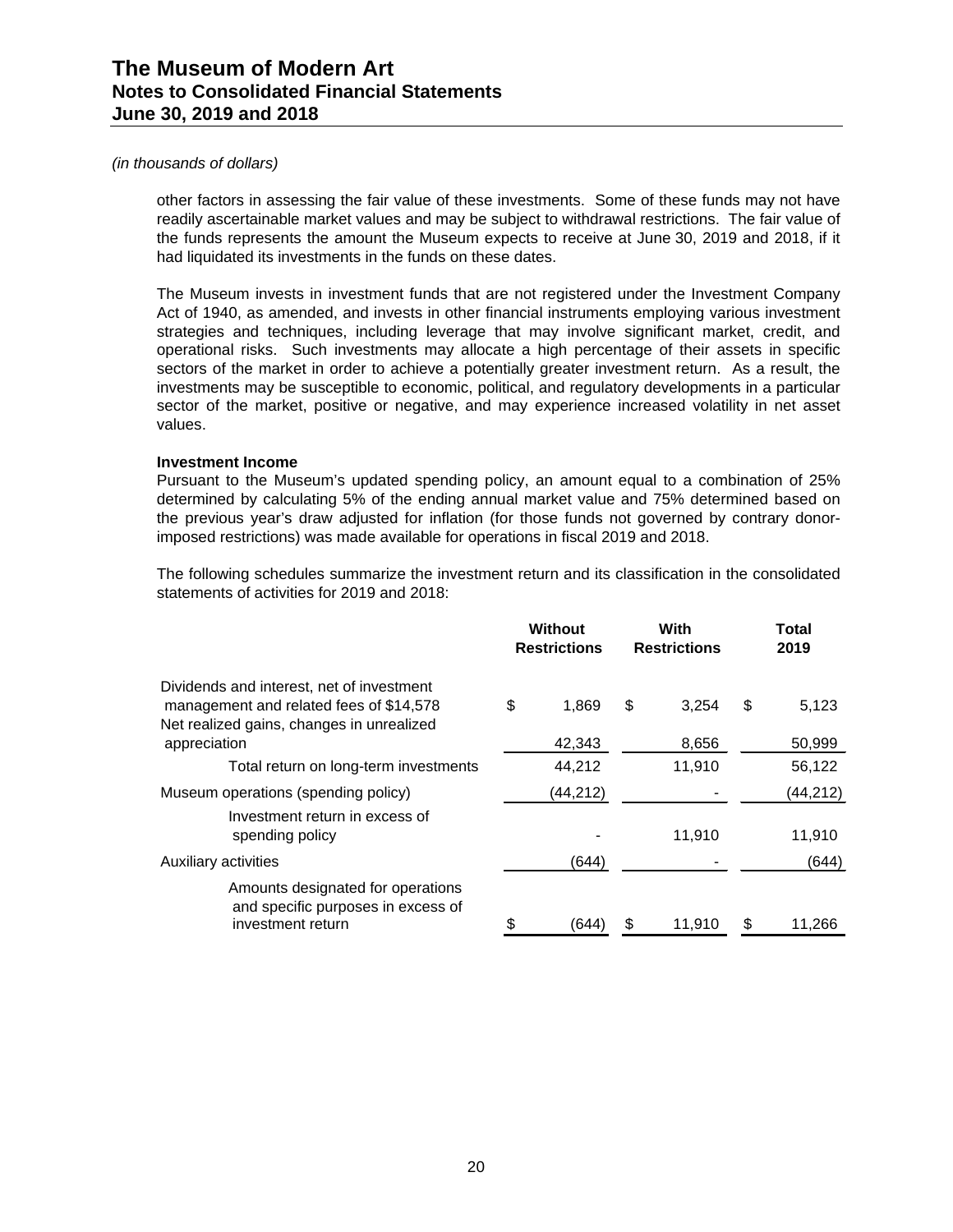*(in thousands of dollars)*

other factors in assessing the fair value of these investments. Some of these funds may not have readily ascertainable market values and may be subject to withdrawal restrictions. The fair value of the funds represents the amount the Museum expects to receive at June 30, 2019 and 2018, if it had liquidated its investments in the funds on these dates.

The Museum invests in investment funds that are not registered under the Investment Company Act of 1940, as amended, and invests in other financial instruments employing various investment strategies and techniques, including leverage that may involve significant market, credit, and operational risks. Such investments may allocate a high percentage of their assets in specific sectors of the market in order to achieve a potentially greater investment return. As a result, the investments may be susceptible to economic, political, and regulatory developments in a particular sector of the market, positive or negative, and may experience increased volatility in net asset values.

**Investment Income**

Pursuant to the Museum's updated spending policy, an amount equal to a combination of 25% determined by calculating 5% of the ending annual market value and 75% determined based on the previous year's draw adjusted for inflation (for those funds not governed by contrary donor-imposed restrictions) was made available for operations in fiscal 2019 and 2018.

The following schedules summarize the investment return and its classification in the consolidated statements of activities for 2019 and 2018:

| | Without Restrictions | With Restrictions | Total 2019 |
|---|---|---|---|
| Dividends and interest, net of investment management and related fees of $14,578 | $ 1,869 | $ 3,254 | $ 5,123 |
| Net realized gains, changes in unrealized appreciation | 42,343 | 8,656 | 50,999 |
| Total return on long-term investments | 44,212 | 11,910 | 56,122 |
| Museum operations (spending policy) | (44,212) | - | (44,212) |
| Investment return in excess of spending policy | - | 11,910 | 11,910 |
| Auxiliary activities | (644) | - | (644) |
| Amounts designated for operations and specific purposes in excess of investment return | $ (644) | $ 11,910 | $ 11,266 |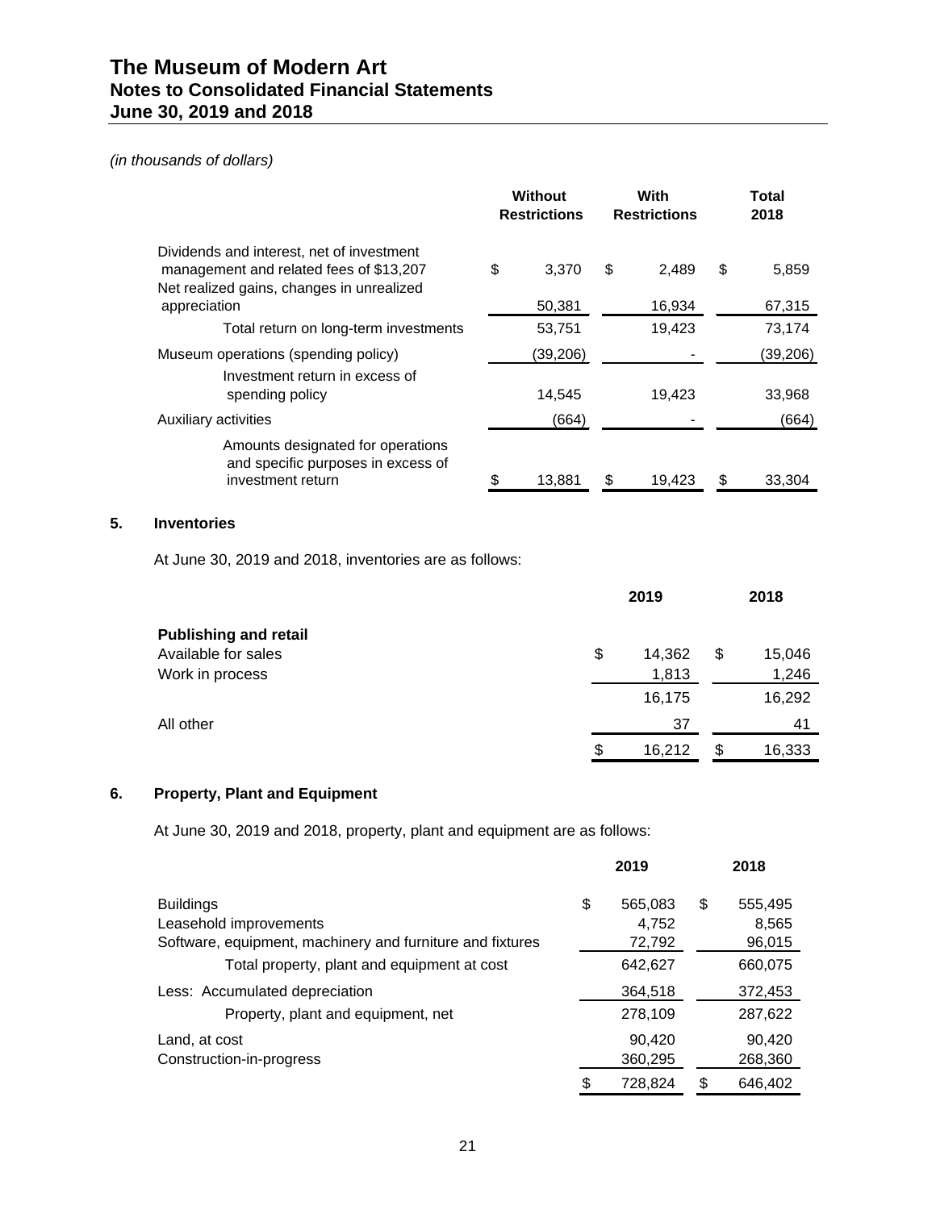*(in thousands of dollars)*

| | Without Restrictions | With Restrictions | Total 2018 |
|---|---|---|---|
| Dividends and interest, net of investment management and related fees of $13,207 | $ 3,370 | $ 2,489 | $ 5,859 |
| Net realized gains, changes in unrealized appreciation | 50,381 | 16,934 | 67,315 |
| Total return on long-term investments | 53,751 | 19,423 | 73,174 |
| Museum operations (spending policy) | (39,206) | - | (39,206) |
| Investment return in excess of spending policy | 14,545 | 19,423 | 33,968 |
| Auxiliary activities | (664) | - | (664) |
| Amounts designated for operations and specific purposes in excess of investment return | $ 13,881 | $ 19,423 | $ 33,304 |

## 5. Inventories

At June 30, 2019 and 2018, inventories are as follows:

| | 2019 | 2018 |
|---|---|---|
| **Publishing and retail** | | |
| Available for sales | $ 14,362 | $ 15,046 |
| Work in process | 1,813 | 1,246 |
| | 16,175 | 16,292 |
| All other | 37 | 41 |
| | $ 16,212 | $ 16,333 |

## 6. Property, Plant and Equipment

At June 30, 2019 and 2018, property, plant and equipment are as follows:

| | 2019 | 2018 |
|---|---|---|
| Buildings | $ 565,083 | $ 555,495 |
| Leasehold improvements | 4,752 | 8,565 |
| Software, equipment, machinery and furniture and fixtures | 72,792 | 96,015 |
| Total property, plant and equipment at cost | 642,627 | 660,075 |
| Less: Accumulated depreciation | 364,518 | 372,453 |
| Property, plant and equipment, net | 278,109 | 287,622 |
| Land, at cost | 90,420 | 90,420 |
| Construction-in-progress | 360,295 | 268,360 |
| | $ 728,824 | $ 646,402 |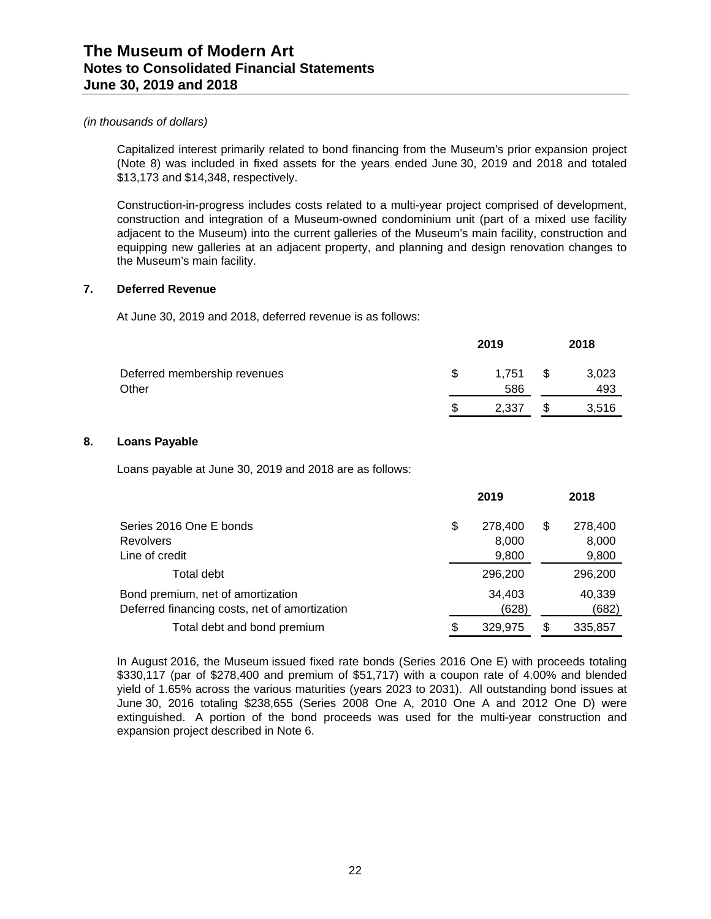*(in thousands of dollars)*

Capitalized interest primarily related to bond financing from the Museum's prior expansion project (Note 8) was included in fixed assets for the years ended June 30, 2019 and 2018 and totaled \$13,173 and \$14,348, respectively.

Construction-in-progress includes costs related to a multi-year project comprised of development, construction and integration of a Museum-owned condominium unit (part of a mixed use facility adjacent to the Museum) into the current galleries of the Museum's main facility, construction and equipping new galleries at an adjacent property, and planning and design renovation changes to the Museum's main facility.

## 7. Deferred Revenue

At June 30, 2019 and 2018, deferred revenue is as follows:

| | 2019 | 2018 |
|---|---|---|
| Deferred membership revenues | \$ 1,751 | \$ 3,023 |
| Other | 586 | 493 |
| | \$ 2,337 | \$ 3,516 |

## 8. Loans Payable

Loans payable at June 30, 2019 and 2018 are as follows:

| | 2019 | 2018 |
|---|---|---|
| Series 2016 One E bonds | \$ 278,400 | \$ 278,400 |
| Revolvers | 8,000 | 8,000 |
| Line of credit | 9,800 | 9,800 |
| Total debt | 296,200 | 296,200 |
| Bond premium, net of amortization | 34,403 | 40,339 |
| Deferred financing costs, net of amortization | (628) | (682) |
| Total debt and bond premium | \$ 329,975 | \$ 335,857 |

In August 2016, the Museum issued fixed rate bonds (Series 2016 One E) with proceeds totaling \$330,117 (par of \$278,400 and premium of \$51,717) with a coupon rate of 4.00% and blended yield of 1.65% across the various maturities (years 2023 to 2031). All outstanding bond issues at June 30, 2016 totaling \$238,655 (Series 2008 One A, 2010 One A and 2012 One D) were extinguished. A portion of the bond proceeds was used for the multi-year construction and expansion project described in Note 6.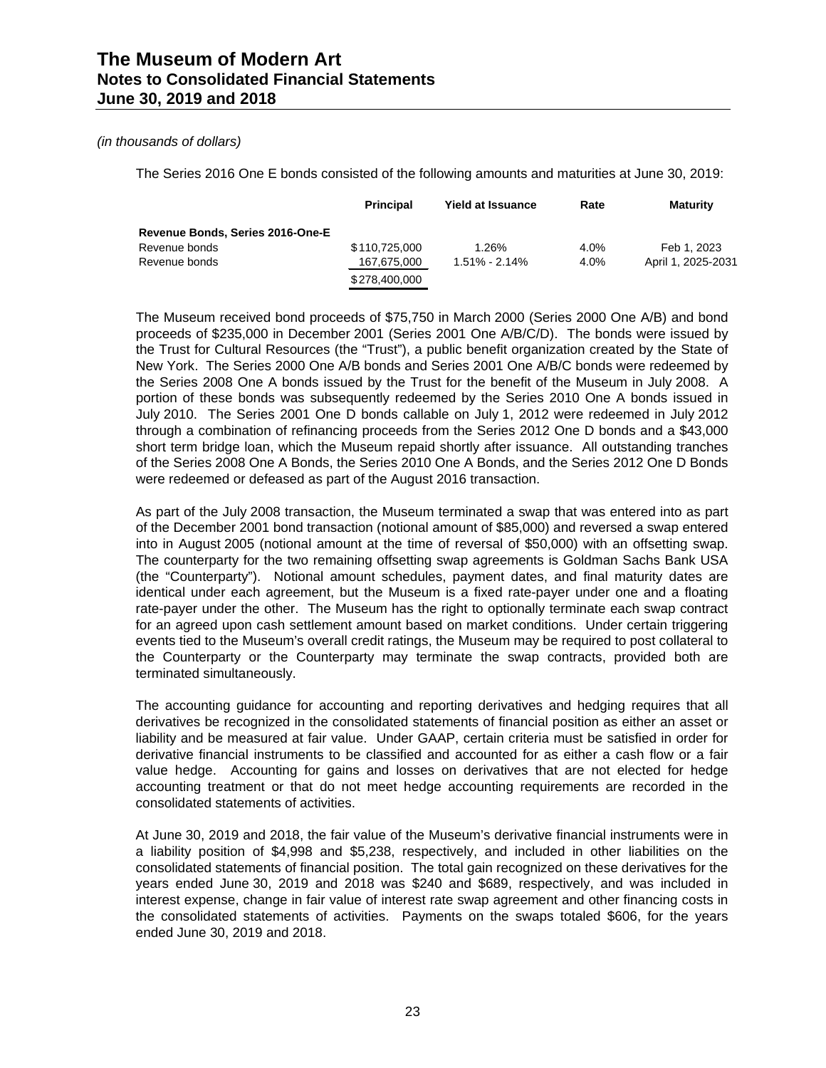*(in thousands of dollars)*

The Series 2016 One E bonds consisted of the following amounts and maturities at June 30, 2019:

| | Principal | Yield at Issuance | Rate | Maturity |
|---|---|---|---|---|
| **Revenue Bonds, Series 2016-One-E** | | | | |
| Revenue bonds | $110,725,000 | 1.26% | 4.0% | Feb 1, 2023 |
| Revenue bonds | 167,675,000 | 1.51% - 2.14% | 4.0% | April 1, 2025-2031 |
| | $278,400,000 | | | |

The Museum received bond proceeds of $75,750 in March 2000 (Series 2000 One A/B) and bond proceeds of $235,000 in December 2001 (Series 2001 One A/B/C/D). The bonds were issued by the Trust for Cultural Resources (the "Trust"), a public benefit organization created by the State of New York. The Series 2000 One A/B bonds and Series 2001 One A/B/C bonds were redeemed by the Series 2008 One A bonds issued by the Trust for the benefit of the Museum in July 2008. A portion of these bonds was subsequently redeemed by the Series 2010 One A bonds issued in July 2010. The Series 2001 One D bonds callable on July 1, 2012 were redeemed in July 2012 through a combination of refinancing proceeds from the Series 2012 One D bonds and a $43,000 short term bridge loan, which the Museum repaid shortly after issuance. All outstanding tranches of the Series 2008 One A Bonds, the Series 2010 One A Bonds, and the Series 2012 One D Bonds were redeemed or defeased as part of the August 2016 transaction.

As part of the July 2008 transaction, the Museum terminated a swap that was entered into as part of the December 2001 bond transaction (notional amount of $85,000) and reversed a swap entered into in August 2005 (notional amount at the time of reversal of $50,000) with an offsetting swap. The counterparty for the two remaining offsetting swap agreements is Goldman Sachs Bank USA (the "Counterparty"). Notional amount schedules, payment dates, and final maturity dates are identical under each agreement, but the Museum is a fixed rate-payer under one and a floating rate-payer under the other. The Museum has the right to optionally terminate each swap contract for an agreed upon cash settlement amount based on market conditions. Under certain triggering events tied to the Museum's overall credit ratings, the Museum may be required to post collateral to the Counterparty or the Counterparty may terminate the swap contracts, provided both are terminated simultaneously.

The accounting guidance for accounting and reporting derivatives and hedging requires that all derivatives be recognized in the consolidated statements of financial position as either an asset or liability and be measured at fair value. Under GAAP, certain criteria must be satisfied in order for derivative financial instruments to be classified and accounted for as either a cash flow or a fair value hedge. Accounting for gains and losses on derivatives that are not elected for hedge accounting treatment or that do not meet hedge accounting requirements are recorded in the consolidated statements of activities.

At June 30, 2019 and 2018, the fair value of the Museum's derivative financial instruments were in a liability position of $4,998 and $5,238, respectively, and included in other liabilities on the consolidated statements of financial position. The total gain recognized on these derivatives for the years ended June 30, 2019 and 2018 was $240 and $689, respectively, and was included in interest expense, change in fair value of interest rate swap agreement and other financing costs in the consolidated statements of activities. Payments on the swaps totaled $606, for the years ended June 30, 2019 and 2018.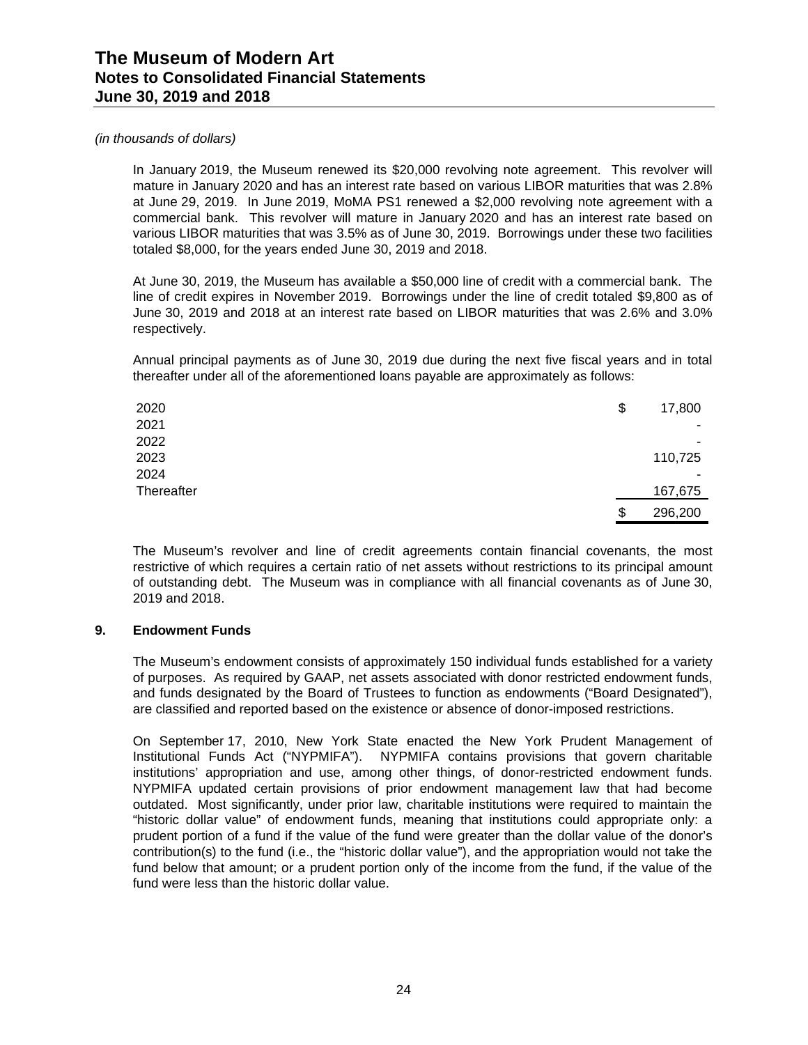*(in thousands of dollars)*

In January 2019, the Museum renewed its $20,000 revolving note agreement. This revolver will mature in January 2020 and has an interest rate based on various LIBOR maturities that was 2.8% at June 29, 2019. In June 2019, MoMA PS1 renewed a $2,000 revolving note agreement with a commercial bank. This revolver will mature in January 2020 and has an interest rate based on various LIBOR maturities that was 3.5% as of June 30, 2019. Borrowings under these two facilities totaled $8,000, for the years ended June 30, 2019 and 2018.

At June 30, 2019, the Museum has available a $50,000 line of credit with a commercial bank. The line of credit expires in November 2019. Borrowings under the line of credit totaled $9,800 as of June 30, 2019 and 2018 at an interest rate based on LIBOR maturities that was 2.6% and 3.0% respectively.

Annual principal payments as of June 30, 2019 due during the next five fiscal years and in total thereafter under all of the aforementioned loans payable are approximately as follows:

| | |
|---|---|
| 2020 | $ 17,800 |
| 2021 | - |
| 2022 | - |
| 2023 | 110,725 |
| 2024 | - |
| Thereafter | 167,675 |
| | $ 296,200 |

The Museum's revolver and line of credit agreements contain financial covenants, the most restrictive of which requires a certain ratio of net assets without restrictions to its principal amount of outstanding debt. The Museum was in compliance with all financial covenants as of June 30, 2019 and 2018.

## 9. Endowment Funds

The Museum's endowment consists of approximately 150 individual funds established for a variety of purposes. As required by GAAP, net assets associated with donor restricted endowment funds, and funds designated by the Board of Trustees to function as endowments ("Board Designated"), are classified and reported based on the existence or absence of donor-imposed restrictions.

On September 17, 2010, New York State enacted the New York Prudent Management of Institutional Funds Act ("NYPMIFA"). NYPMIFA contains provisions that govern charitable institutions' appropriation and use, among other things, of donor-restricted endowment funds. NYPMIFA updated certain provisions of prior endowment management law that had become outdated. Most significantly, under prior law, charitable institutions were required to maintain the "historic dollar value" of endowment funds, meaning that institutions could appropriate only: a prudent portion of a fund if the value of the fund were greater than the dollar value of the donor's contribution(s) to the fund (i.e., the "historic dollar value"), and the appropriation would not take the fund below that amount; or a prudent portion only of the income from the fund, if the value of the fund were less than the historic dollar value.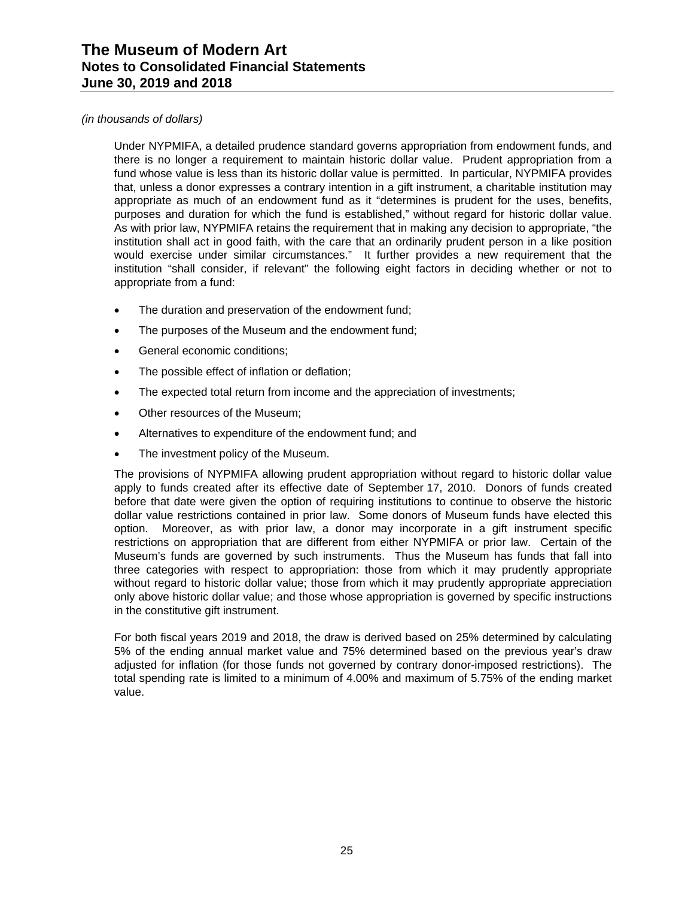*(in thousands of dollars)*

Under NYPMIFA, a detailed prudence standard governs appropriation from endowment funds, and there is no longer a requirement to maintain historic dollar value. Prudent appropriation from a fund whose value is less than its historic dollar value is permitted. In particular, NYPMIFA provides that, unless a donor expresses a contrary intention in a gift instrument, a charitable institution may appropriate as much of an endowment fund as it "determines is prudent for the uses, benefits, purposes and duration for which the fund is established," without regard for historic dollar value. As with prior law, NYPMIFA retains the requirement that in making any decision to appropriate, "the institution shall act in good faith, with the care that an ordinarily prudent person in a like position would exercise under similar circumstances." It further provides a new requirement that the institution "shall consider, if relevant" the following eight factors in deciding whether or not to appropriate from a fund:

- The duration and preservation of the endowment fund;
- The purposes of the Museum and the endowment fund;
- General economic conditions;
- The possible effect of inflation or deflation;
- The expected total return from income and the appreciation of investments;
- Other resources of the Museum;
- Alternatives to expenditure of the endowment fund; and
- The investment policy of the Museum.

The provisions of NYPMIFA allowing prudent appropriation without regard to historic dollar value apply to funds created after its effective date of September 17, 2010. Donors of funds created before that date were given the option of requiring institutions to continue to observe the historic dollar value restrictions contained in prior law. Some donors of Museum funds have elected this option. Moreover, as with prior law, a donor may incorporate in a gift instrument specific restrictions on appropriation that are different from either NYPMIFA or prior law. Certain of the Museum's funds are governed by such instruments. Thus the Museum has funds that fall into three categories with respect to appropriation: those from which it may prudently appropriate without regard to historic dollar value; those from which it may prudently appropriate appreciation only above historic dollar value; and those whose appropriation is governed by specific instructions in the constitutive gift instrument.

For both fiscal years 2019 and 2018, the draw is derived based on 25% determined by calculating 5% of the ending annual market value and 75% determined based on the previous year's draw adjusted for inflation (for those funds not governed by contrary donor-imposed restrictions). The total spending rate is limited to a minimum of 4.00% and maximum of 5.75% of the ending market value.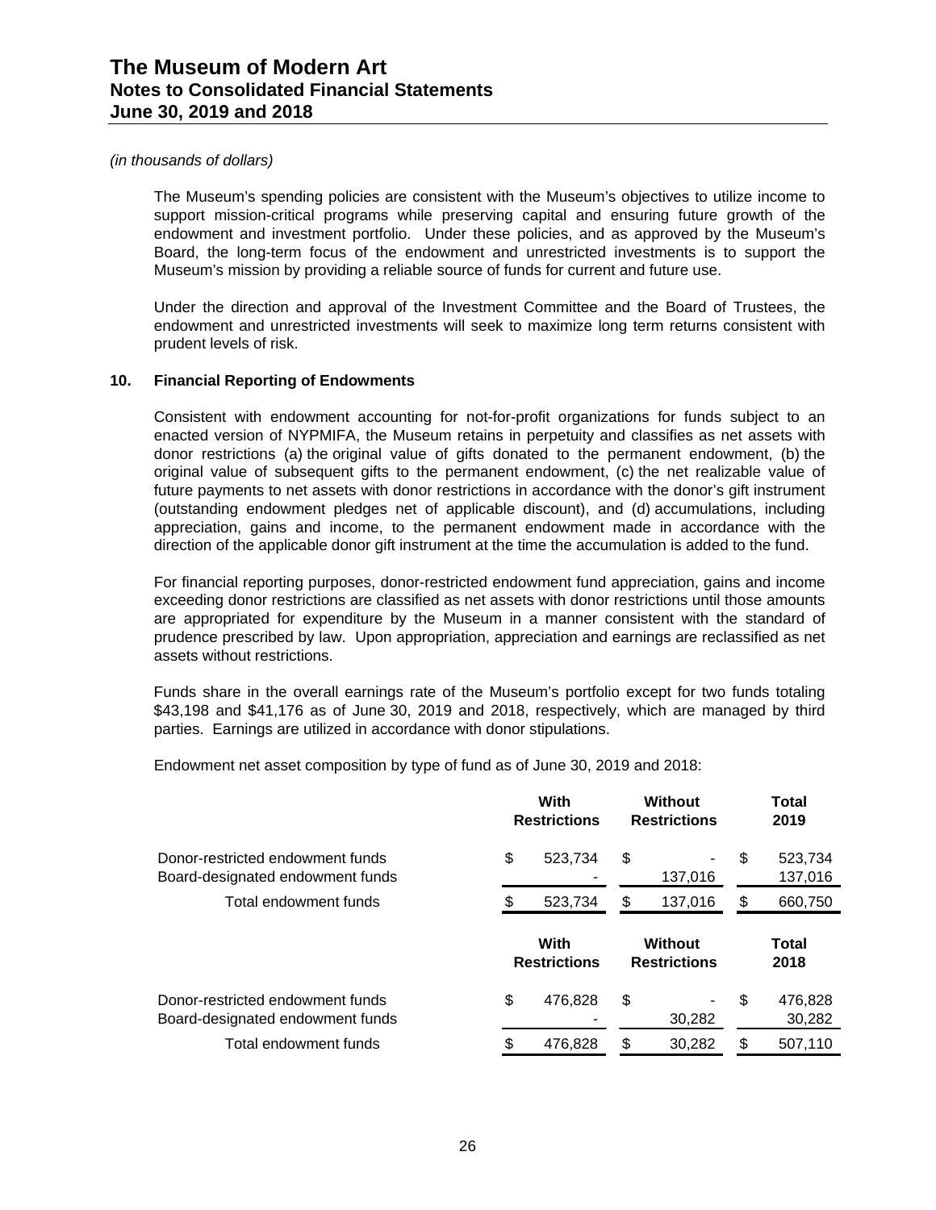*(in thousands of dollars)*

The Museum's spending policies are consistent with the Museum's objectives to utilize income to support mission-critical programs while preserving capital and ensuring future growth of the endowment and investment portfolio. Under these policies, and as approved by the Museum's Board, the long-term focus of the endowment and unrestricted investments is to support the Museum's mission by providing a reliable source of funds for current and future use.

Under the direction and approval of the Investment Committee and the Board of Trustees, the endowment and unrestricted investments will seek to maximize long term returns consistent with prudent levels of risk.

## 10. Financial Reporting of Endowments

Consistent with endowment accounting for not-for-profit organizations for funds subject to an enacted version of NYPMIFA, the Museum retains in perpetuity and classifies as net assets with donor restrictions (a) the original value of gifts donated to the permanent endowment, (b) the original value of subsequent gifts to the permanent endowment, (c) the net realizable value of future payments to net assets with donor restrictions in accordance with the donor's gift instrument (outstanding endowment pledges net of applicable discount), and (d) accumulations, including appreciation, gains and income, to the permanent endowment made in accordance with the direction of the applicable donor gift instrument at the time the accumulation is added to the fund.

For financial reporting purposes, donor-restricted endowment fund appreciation, gains and income exceeding donor restrictions are classified as net assets with donor restrictions until those amounts are appropriated for expenditure by the Museum in a manner consistent with the standard of prudence prescribed by law. Upon appropriation, appreciation and earnings are reclassified as net assets without restrictions.

Funds share in the overall earnings rate of the Museum's portfolio except for two funds totaling \$43,198 and \$41,176 as of June 30, 2019 and 2018, respectively, which are managed by third parties. Earnings are utilized in accordance with donor stipulations.

Endowment net asset composition by type of fund as of June 30, 2019 and 2018:

| | With Restrictions | Without Restrictions | Total 2019 |
|---|---|---|---|
| Donor-restricted endowment funds | $ 523,734 | $ - | $ 523,734 |
| Board-designated endowment funds | - | 137,016 | 137,016 |
| Total endowment funds | $ 523,734 | $ 137,016 | $ 660,750 |

| | With Restrictions | Without Restrictions | Total 2018 |
|---|---|---|---|
| Donor-restricted endowment funds | $ 476,828 | $ - | $ 476,828 |
| Board-designated endowment funds | - | 30,282 | 30,282 |
| Total endowment funds | $ 476,828 | $ 30,282 | $ 507,110 |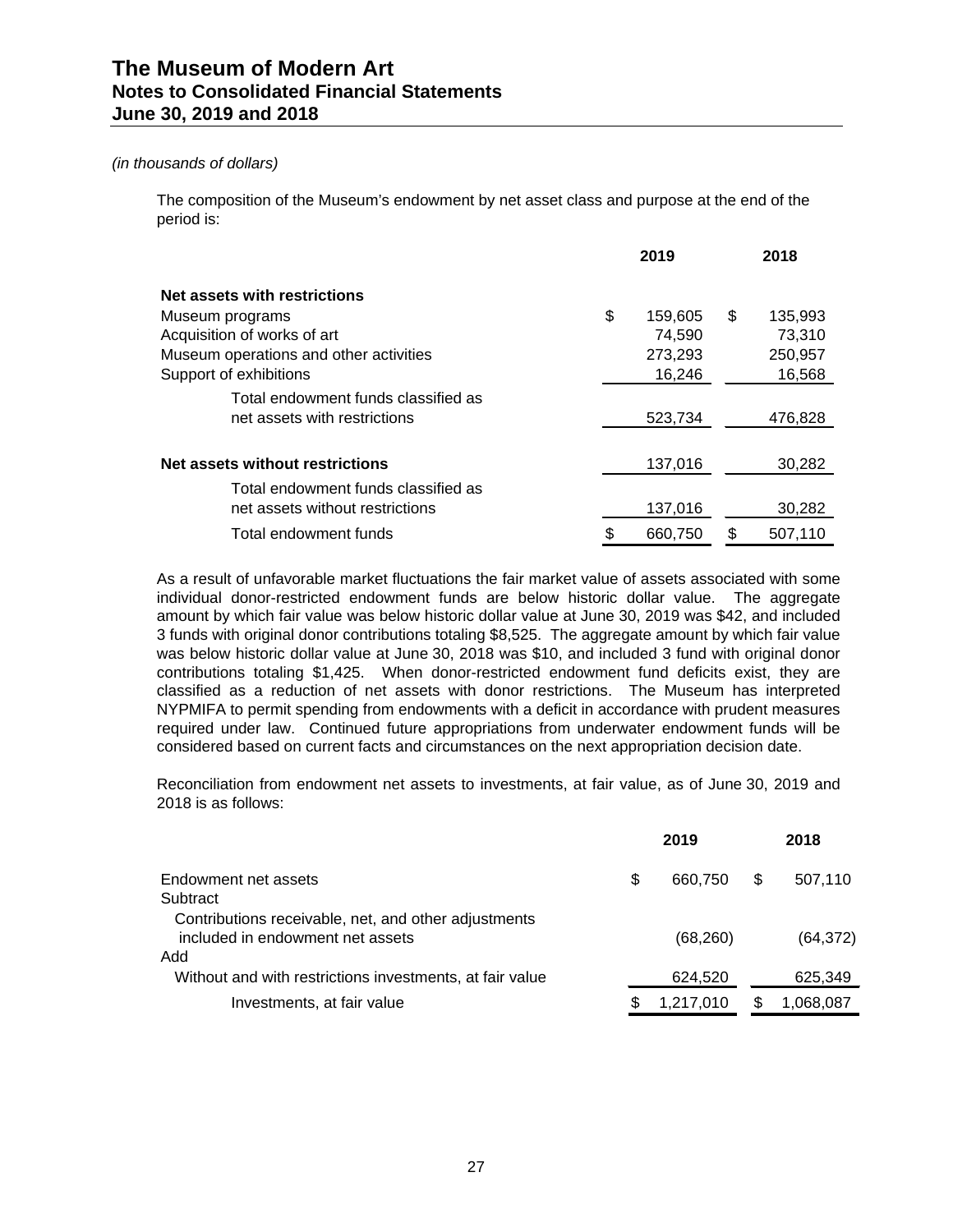*(in thousands of dollars)*

The composition of the Museum's endowment by net asset class and purpose at the end of the period is:

| | 2019 | 2018 |
|---|---|---|
| **Net assets with restrictions** | | |
| Museum programs | $ 159,605 | $ 135,993 |
| Acquisition of works of art | 74,590 | 73,310 |
| Museum operations and other activities | 273,293 | 250,957 |
| Support of exhibitions | 16,246 | 16,568 |
| Total endowment funds classified as net assets with restrictions | 523,734 | 476,828 |
| **Net assets without restrictions** | 137,016 | 30,282 |
| Total endowment funds classified as net assets without restrictions | 137,016 | 30,282 |
| Total endowment funds | $ 660,750 | $ 507,110 |

As a result of unfavorable market fluctuations the fair market value of assets associated with some individual donor-restricted endowment funds are below historic dollar value. The aggregate amount by which fair value was below historic dollar value at June 30, 2019 was $42, and included 3 funds with original donor contributions totaling $8,525. The aggregate amount by which fair value was below historic dollar value at June 30, 2018 was $10, and included 3 fund with original donor contributions totaling $1,425. When donor-restricted endowment fund deficits exist, they are classified as a reduction of net assets with donor restrictions. The Museum has interpreted NYPMIFA to permit spending from endowments with a deficit in accordance with prudent measures required under law. Continued future appropriations from underwater endowment funds will be considered based on current facts and circumstances on the next appropriation decision date.

Reconciliation from endowment net assets to investments, at fair value, as of June 30, 2019 and 2018 is as follows:

| | 2019 | 2018 |
|---|---|---|
| Endowment net assets | $ 660,750 | $ 507,110 |
| Subtract | | |
| Contributions receivable, net, and other adjustments included in endowment net assets | (68,260) | (64,372) |
| Add | | |
| Without and with restrictions investments, at fair value | 624,520 | 625,349 |
| Investments, at fair value | $ 1,217,010 | $ 1,068,087 |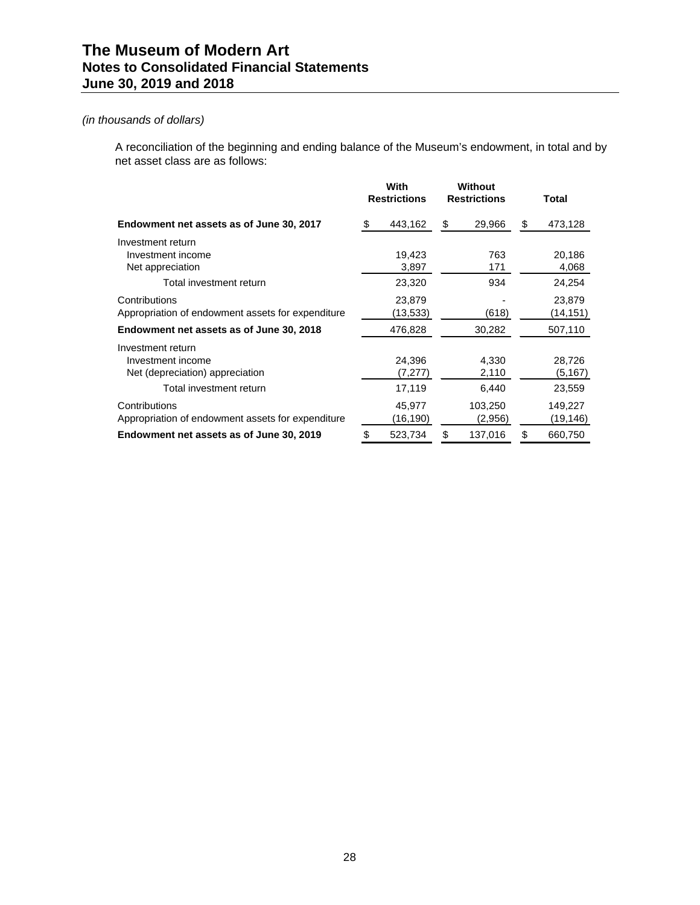*(in thousands of dollars)*

A reconciliation of the beginning and ending balance of the Museum's endowment, in total and by net asset class are as follows:

| | With Restrictions | Without Restrictions | Total |
|---|---|---|---|
| **Endowment net assets as of June 30, 2017** | $ 443,162 | $ 29,966 | $ 473,128 |
| Investment return | | | |
| Investment income | 19,423 | 763 | 20,186 |
| Net appreciation | 3,897 | 171 | 4,068 |
| Total investment return | 23,320 | 934 | 24,254 |
| Contributions | 23,879 | - | 23,879 |
| Appropriation of endowment assets for expenditure | (13,533) | (618) | (14,151) |
| **Endowment net assets as of June 30, 2018** | 476,828 | 30,282 | 507,110 |
| Investment return | | | |
| Investment income | 24,396 | 4,330 | 28,726 |
| Net (depreciation) appreciation | (7,277) | 2,110 | (5,167) |
| Total investment return | 17,119 | 6,440 | 23,559 |
| Contributions | 45,977 | 103,250 | 149,227 |
| Appropriation of endowment assets for expenditure | (16,190) | (2,956) | (19,146) |
| **Endowment net assets as of June 30, 2019** | $ 523,734 | $ 137,016 | $ 660,750 |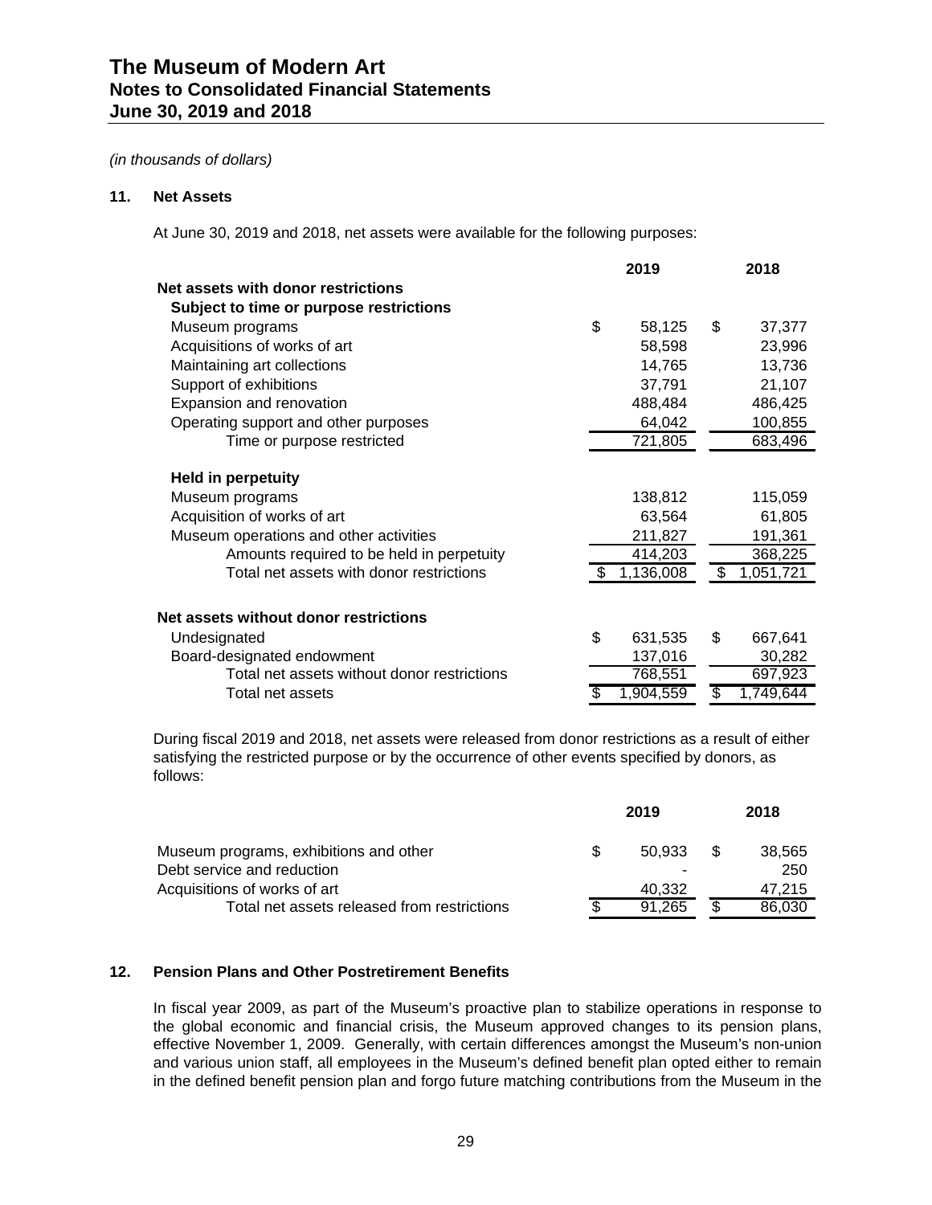*(in thousands of dollars)*

## 11. Net Assets

At June 30, 2019 and 2018, net assets were available for the following purposes:

| | 2019 | 2018 |
|---|---|---|
| **Net assets with donor restrictions** | | |
| **Subject to time or purpose restrictions** | | |
| Museum programs | $ 58,125 | $ 37,377 |
| Acquisitions of works of art | 58,598 | 23,996 |
| Maintaining art collections | 14,765 | 13,736 |
| Support of exhibitions | 37,791 | 21,107 |
| Expansion and renovation | 488,484 | 486,425 |
| Operating support and other purposes | 64,042 | 100,855 |
| Time or purpose restricted | 721,805 | 683,496 |
| **Held in perpetuity** | | |
| Museum programs | 138,812 | 115,059 |
| Acquisition of works of art | 63,564 | 61,805 |
| Museum operations and other activities | 211,827 | 191,361 |
| Amounts required to be held in perpetuity | 414,203 | 368,225 |
| Total net assets with donor restrictions | $ 1,136,008 | $ 1,051,721 |
| **Net assets without donor restrictions** | | |
| Undesignated | $ 631,535 | $ 667,641 |
| Board-designated endowment | 137,016 | 30,282 |
| Total net assets without donor restrictions | 768,551 | 697,923 |
| Total net assets | $ 1,904,559 | $ 1,749,644 |

During fiscal 2019 and 2018, net assets were released from donor restrictions as a result of either satisfying the restricted purpose or by the occurrence of other events specified by donors, as follows:

| | 2019 | 2018 |
|---|---|---|
| Museum programs, exhibitions and other | $ 50,933 | $ 38,565 |
| Debt service and reduction | - | 250 |
| Acquisitions of works of art | 40,332 | 47,215 |
| Total net assets released from restrictions | $ 91,265 | $ 86,030 |

## 12. Pension Plans and Other Postretirement Benefits

In fiscal year 2009, as part of the Museum's proactive plan to stabilize operations in response to the global economic and financial crisis, the Museum approved changes to its pension plans, effective November 1, 2009. Generally, with certain differences amongst the Museum's non-union and various union staff, all employees in the Museum's defined benefit plan opted either to remain in the defined benefit pension plan and forgo future matching contributions from the Museum in the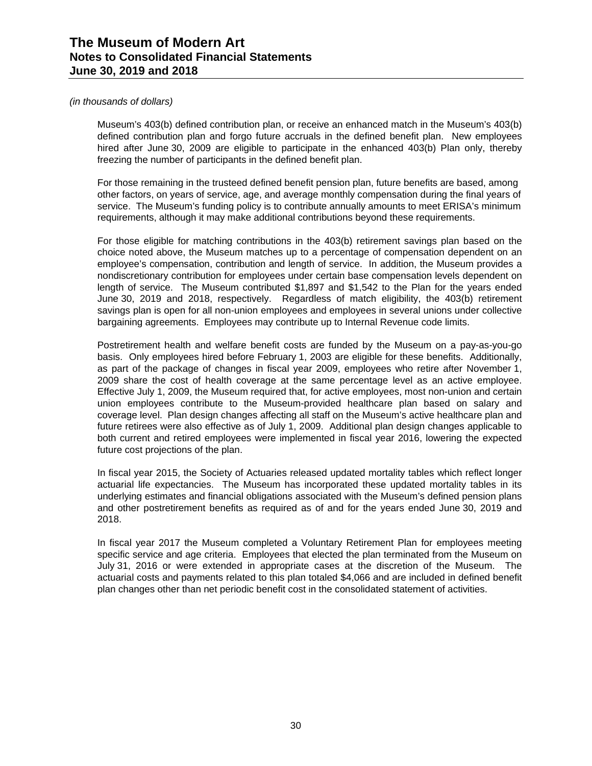*(in thousands of dollars)*

Museum's 403(b) defined contribution plan, or receive an enhanced match in the Museum's 403(b) defined contribution plan and forgo future accruals in the defined benefit plan. New employees hired after June 30, 2009 are eligible to participate in the enhanced 403(b) Plan only, thereby freezing the number of participants in the defined benefit plan.

For those remaining in the trusteed defined benefit pension plan, future benefits are based, among other factors, on years of service, age, and average monthly compensation during the final years of service. The Museum's funding policy is to contribute annually amounts to meet ERISA's minimum requirements, although it may make additional contributions beyond these requirements.

For those eligible for matching contributions in the 403(b) retirement savings plan based on the choice noted above, the Museum matches up to a percentage of compensation dependent on an employee's compensation, contribution and length of service. In addition, the Museum provides a nondiscretionary contribution for employees under certain base compensation levels dependent on length of service. The Museum contributed $1,897 and $1,542 to the Plan for the years ended June 30, 2019 and 2018, respectively. Regardless of match eligibility, the 403(b) retirement savings plan is open for all non-union employees and employees in several unions under collective bargaining agreements. Employees may contribute up to Internal Revenue code limits.

Postretirement health and welfare benefit costs are funded by the Museum on a pay-as-you-go basis. Only employees hired before February 1, 2003 are eligible for these benefits. Additionally, as part of the package of changes in fiscal year 2009, employees who retire after November 1, 2009 share the cost of health coverage at the same percentage level as an active employee. Effective July 1, 2009, the Museum required that, for active employees, most non-union and certain union employees contribute to the Museum-provided healthcare plan based on salary and coverage level. Plan design changes affecting all staff on the Museum's active healthcare plan and future retirees were also effective as of July 1, 2009. Additional plan design changes applicable to both current and retired employees were implemented in fiscal year 2016, lowering the expected future cost projections of the plan.

In fiscal year 2015, the Society of Actuaries released updated mortality tables which reflect longer actuarial life expectancies. The Museum has incorporated these updated mortality tables in its underlying estimates and financial obligations associated with the Museum's defined pension plans and other postretirement benefits as required as of and for the years ended June 30, 2019 and 2018.

In fiscal year 2017 the Museum completed a Voluntary Retirement Plan for employees meeting specific service and age criteria. Employees that elected the plan terminated from the Museum on July 31, 2016 or were extended in appropriate cases at the discretion of the Museum. The actuarial costs and payments related to this plan totaled $4,066 and are included in defined benefit plan changes other than net periodic benefit cost in the consolidated statement of activities.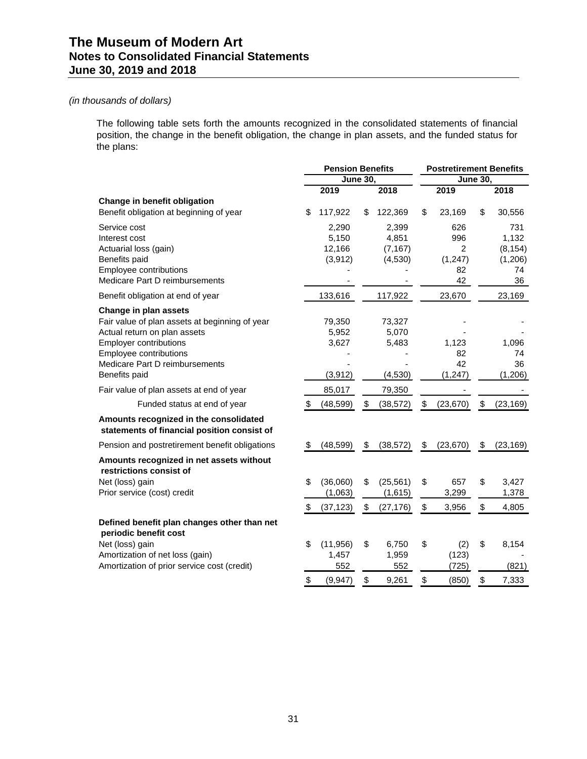# The Museum of Modern Art
## Notes to Consolidated Financial Statements
## June 30, 2019 and 2018

*(in thousands of dollars)*

The following table sets forth the amounts recognized in the consolidated statements of financial position, the change in the benefit obligation, the change in plan assets, and the funded status for the plans:

| | Pension Benefits | | Postretirement Benefits | |
|---|---|---|---|---|
| | June 30, | | June 30, | |
| | 2019 | 2018 | 2019 | 2018 |
| **Change in benefit obligation** | | | | |
| Benefit obligation at beginning of year | $ 117,922 | $ 122,369 | $ 23,169 | $ 30,556 |
| Service cost | 2,290 | 2,399 | 626 | 731 |
| Interest cost | 5,150 | 4,851 | 996 | 1,132 |
| Actuarial loss (gain) | 12,166 | (7,167) | 2 | (8,154) |
| Benefits paid | (3,912) | (4,530) | (1,247) | (1,206) |
| Employee contributions | - | - | 82 | 74 |
| Medicare Part D reimbursements | - | - | 42 | 36 |
| Benefit obligation at end of year | 133,616 | 117,922 | 23,670 | 23,169 |
| **Change in plan assets** | | | | |
| Fair value of plan assets at beginning of year | 79,350 | 73,327 | - | - |
| Actual return on plan assets | 5,952 | 5,070 | - | - |
| Employer contributions | 3,627 | 5,483 | 1,123 | 1,096 |
| Employee contributions | - | - | 82 | 74 |
| Medicare Part D reimbursements | - | - | 42 | 36 |
| Benefits paid | (3,912) | (4,530) | (1,247) | (1,206) |
| Fair value of plan assets at end of year | 85,017 | 79,350 | - | - |
| Funded status at end of year | $ (48,599) | $ (38,572) | $ (23,670) | $ (23,169) |
| **Amounts recognized in the consolidated statements of financial position consist of** | | | | |
| Pension and postretirement benefit obligations | $ (48,599) | $ (38,572) | $ (23,670) | $ (23,169) |
| **Amounts recognized in net assets without restrictions consist of** | | | | |
| Net (loss) gain | $ (36,060) | $ (25,561) | $ 657 | $ 3,427 |
| Prior service (cost) credit | (1,063) | (1,615) | 3,299 | 1,378 |
| | $ (37,123) | $ (27,176) | $ 3,956 | $ 4,805 |
| **Defined benefit plan changes other than net periodic benefit cost** | | | | |
| Net (loss) gain | $ (11,956) | $ 6,750 | $ (2) | $ 8,154 |
| Amortization of net loss (gain) | 1,457 | 1,959 | (123) | - |
| Amortization of prior service cost (credit) | 552 | 552 | (725) | (821) |
| | $ (9,947) | $ 9,261 | $ (850) | $ 7,333 |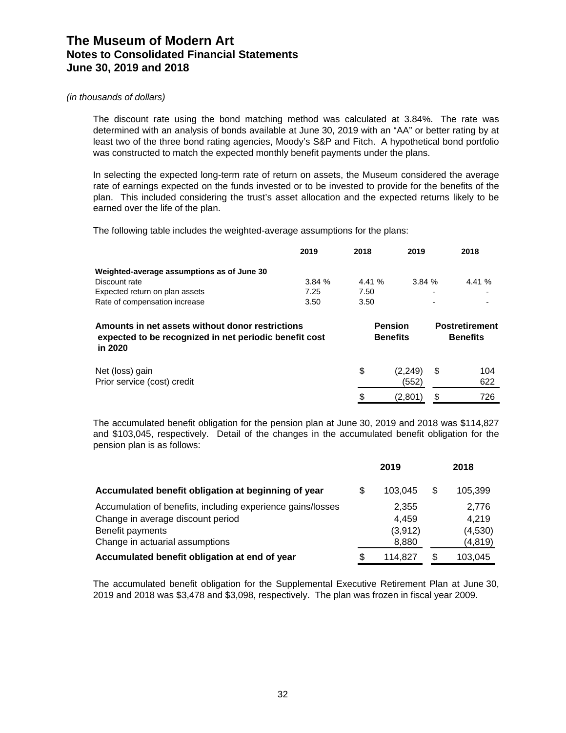*(in thousands of dollars)*

The discount rate using the bond matching method was calculated at 3.84%. The rate was determined with an analysis of bonds available at June 30, 2019 with an "AA" or better rating by at least two of the three bond rating agencies, Moody's S&P and Fitch. A hypothetical bond portfolio was constructed to match the expected monthly benefit payments under the plans.

In selecting the expected long-term rate of return on assets, the Museum considered the average rate of earnings expected on the funds invested or to be invested to provide for the benefits of the plan. This included considering the trust's asset allocation and the expected returns likely to be earned over the life of the plan.

The following table includes the weighted-average assumptions for the plans:

| | 2019 | 2018 | 2019 | 2018 |
|---|---|---|---|---|
| **Weighted-average assumptions as of June 30** | | | | |
| Discount rate | 3.84 % | 4.41 % | 3.84 % | 4.41 % |
| Expected return on plan assets | 7.25 | 7.50 | - | - |
| Rate of compensation increase | 3.50 | 3.50 | - | - |

| Amounts in net assets without donor restrictions expected to be recognized in net periodic benefit cost in 2020 | Pension Benefits | Postretirement Benefits |
|---|---|---|
| Net (loss) gain | $ (2,249) | $ 104 |
| Prior service (cost) credit | (552) | 622 |
| | $ (2,801) | $ 726 |

The accumulated benefit obligation for the pension plan at June 30, 2019 and 2018 was $114,827 and $103,045, respectively. Detail of the changes in the accumulated benefit obligation for the pension plan is as follows:

| | 2019 | 2018 |
|---|---|---|
| **Accumulated benefit obligation at beginning of year** | $ 103,045 | $ 105,399 |
| Accumulation of benefits, including experience gains/losses | 2,355 | 2,776 |
| Change in average discount period | 4,459 | 4,219 |
| Benefit payments | (3,912) | (4,530) |
| Change in actuarial assumptions | 8,880 | (4,819) |
| **Accumulated benefit obligation at end of year** | $ 114,827 | $ 103,045 |

The accumulated benefit obligation for the Supplemental Executive Retirement Plan at June 30, 2019 and 2018 was $3,478 and $3,098, respectively. The plan was frozen in fiscal year 2009.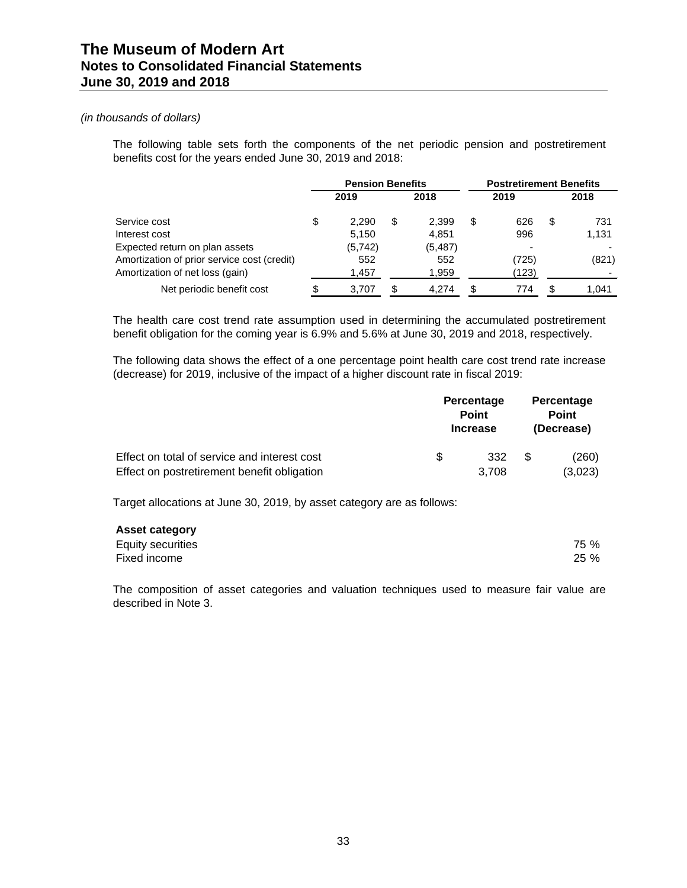*(in thousands of dollars)*

The following table sets forth the components of the net periodic pension and postretirement benefits cost for the years ended June 30, 2019 and 2018:

| | Pension Benefits | | Postretirement Benefits | |
|---|---|---|---|---|
| | 2019 | 2018 | 2019 | 2018 |
| Service cost | $ 2,290 | $ 2,399 | $ 626 | $ 731 |
| Interest cost | 5,150 | 4,851 | 996 | 1,131 |
| Expected return on plan assets | (5,742) | (5,487) | - | - |
| Amortization of prior service cost (credit) | 552 | 552 | (725) | (821) |
| Amortization of net loss (gain) | 1,457 | 1,959 | (123) | - |
| Net periodic benefit cost | $ 3,707 | $ 4,274 | $ 774 | $ 1,041 |

The health care cost trend rate assumption used in determining the accumulated postretirement benefit obligation for the coming year is 6.9% and 5.6% at June 30, 2019 and 2018, respectively.

The following data shows the effect of a one percentage point health care cost trend rate increase (decrease) for 2019, inclusive of the impact of a higher discount rate in fiscal 2019:

| | Percentage Point Increase | Percentage Point (Decrease) |
|---|---|---|
| Effect on total of service and interest cost | $ 332 | $ (260) |
| Effect on postretirement benefit obligation | 3,708 | (3,023) |

Target allocations at June 30, 2019, by asset category are as follows:

| Asset category | |
|---|---|
| Equity securities | 75 % |
| Fixed income | 25 % |

The composition of asset categories and valuation techniques used to measure fair value are described in Note 3.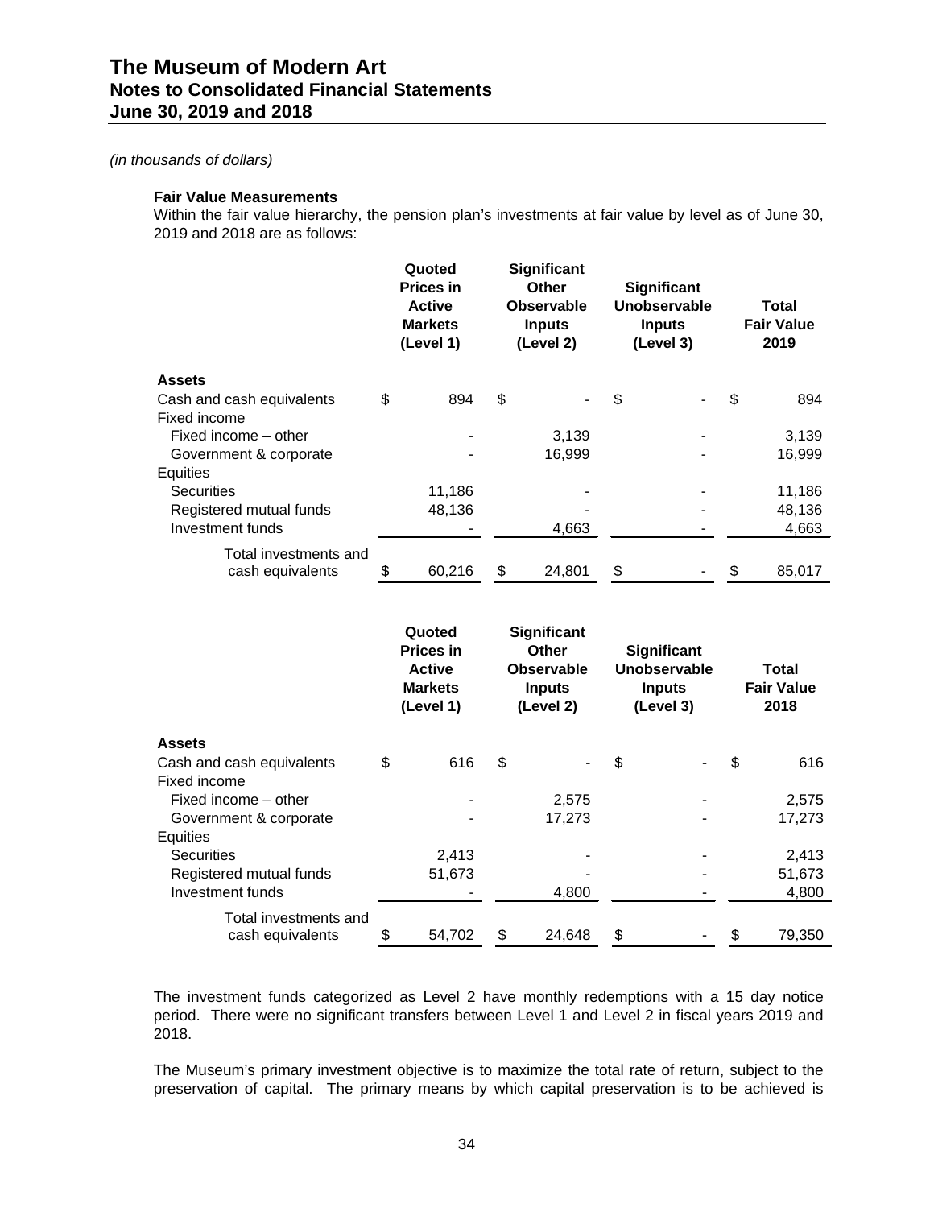# The Museum of Modern Art
## Notes to Consolidated Financial Statements
## June 30, 2019 and 2018

*(in thousands of dollars)*

**Fair Value Measurements**

Within the fair value hierarchy, the pension plan's investments at fair value by level as of June 30, 2019 and 2018 are as follows:

| | Quoted Prices in Active Markets (Level 1) | Significant Other Observable Inputs (Level 2) | Significant Unobservable Inputs (Level 3) | Total Fair Value 2019 |
|---|---|---|---|---|
| **Assets** | | | | |
| Cash and cash equivalents | $ 894 | $ - | $ - | $ 894 |
| Fixed income | | | | |
| Fixed income – other | - | 3,139 | - | 3,139 |
| Government & corporate | - | 16,999 | - | 16,999 |
| Equities | | | | |
| Securities | 11,186 | - | - | 11,186 |
| Registered mutual funds | 48,136 | - | - | 48,136 |
| Investment funds | - | 4,663 | - | 4,663 |
| Total investments and cash equivalents | $ 60,216 | $ 24,801 | $ - | $ 85,017 |

| | Quoted Prices in Active Markets (Level 1) | Significant Other Observable Inputs (Level 2) | Significant Unobservable Inputs (Level 3) | Total Fair Value 2018 |
|---|---|---|---|---|
| **Assets** | | | | |
| Cash and cash equivalents | $ 616 | $ - | $ - | $ 616 |
| Fixed income | | | | |
| Fixed income – other | - | 2,575 | - | 2,575 |
| Government & corporate | - | 17,273 | - | 17,273 |
| Equities | | | | |
| Securities | 2,413 | - | - | 2,413 |
| Registered mutual funds | 51,673 | - | - | 51,673 |
| Investment funds | - | 4,800 | - | 4,800 |
| Total investments and cash equivalents | $ 54,702 | $ 24,648 | $ - | $ 79,350 |

The investment funds categorized as Level 2 have monthly redemptions with a 15 day notice period. There were no significant transfers between Level 1 and Level 2 in fiscal years 2019 and 2018.

The Museum's primary investment objective is to maximize the total rate of return, subject to the preservation of capital. The primary means by which capital preservation is to be achieved is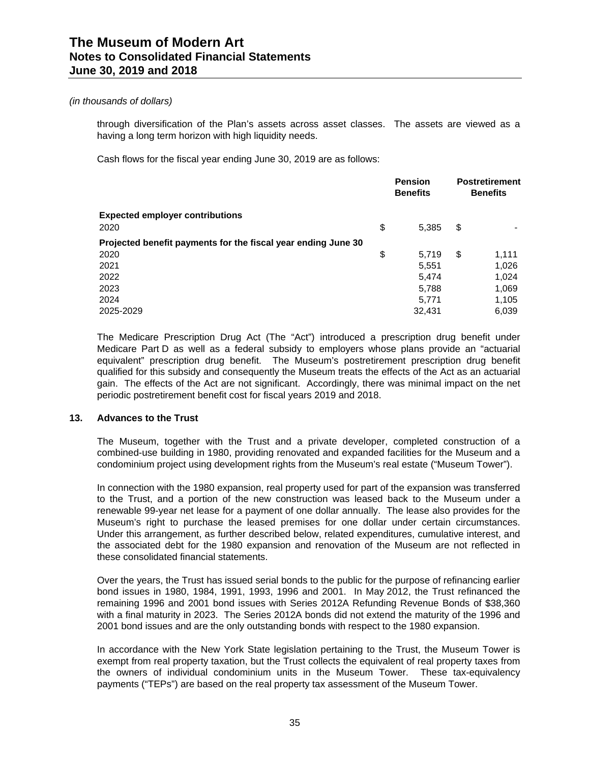*(in thousands of dollars)*

through diversification of the Plan's assets across asset classes. The assets are viewed as a having a long term horizon with high liquidity needs.

Cash flows for the fiscal year ending June 30, 2019 are as follows:

| | Pension Benefits | Postretirement Benefits |
|---|---|---|
| **Expected employer contributions** | | |
| 2020 | $ 5,385 | $ - |
| **Projected benefit payments for the fiscal year ending June 30** | | |
| 2020 | $ 5,719 | $ 1,111 |
| 2021 | 5,551 | 1,026 |
| 2022 | 5,474 | 1,024 |
| 2023 | 5,788 | 1,069 |
| 2024 | 5,771 | 1,105 |
| 2025-2029 | 32,431 | 6,039 |

The Medicare Prescription Drug Act (The "Act") introduced a prescription drug benefit under Medicare Part D as well as a federal subsidy to employers whose plans provide an "actuarial equivalent" prescription drug benefit. The Museum's postretirement prescription drug benefit qualified for this subsidy and consequently the Museum treats the effects of the Act as an actuarial gain. The effects of the Act are not significant. Accordingly, there was minimal impact on the net periodic postretirement benefit cost for fiscal years 2019 and 2018.

## 13. Advances to the Trust

The Museum, together with the Trust and a private developer, completed construction of a combined-use building in 1980, providing renovated and expanded facilities for the Museum and a condominium project using development rights from the Museum's real estate ("Museum Tower").

In connection with the 1980 expansion, real property used for part of the expansion was transferred to the Trust, and a portion of the new construction was leased back to the Museum under a renewable 99-year net lease for a payment of one dollar annually. The lease also provides for the Museum's right to purchase the leased premises for one dollar under certain circumstances. Under this arrangement, as further described below, related expenditures, cumulative interest, and the associated debt for the 1980 expansion and renovation of the Museum are not reflected in these consolidated financial statements.

Over the years, the Trust has issued serial bonds to the public for the purpose of refinancing earlier bond issues in 1980, 1984, 1991, 1993, 1996 and 2001. In May 2012, the Trust refinanced the remaining 1996 and 2001 bond issues with Series 2012A Refunding Revenue Bonds of $38,360 with a final maturity in 2023. The Series 2012A bonds did not extend the maturity of the 1996 and 2001 bond issues and are the only outstanding bonds with respect to the 1980 expansion.

In accordance with the New York State legislation pertaining to the Trust, the Museum Tower is exempt from real property taxation, but the Trust collects the equivalent of real property taxes from the owners of individual condominium units in the Museum Tower. These tax-equivalency payments ("TEPs") are based on the real property tax assessment of the Museum Tower.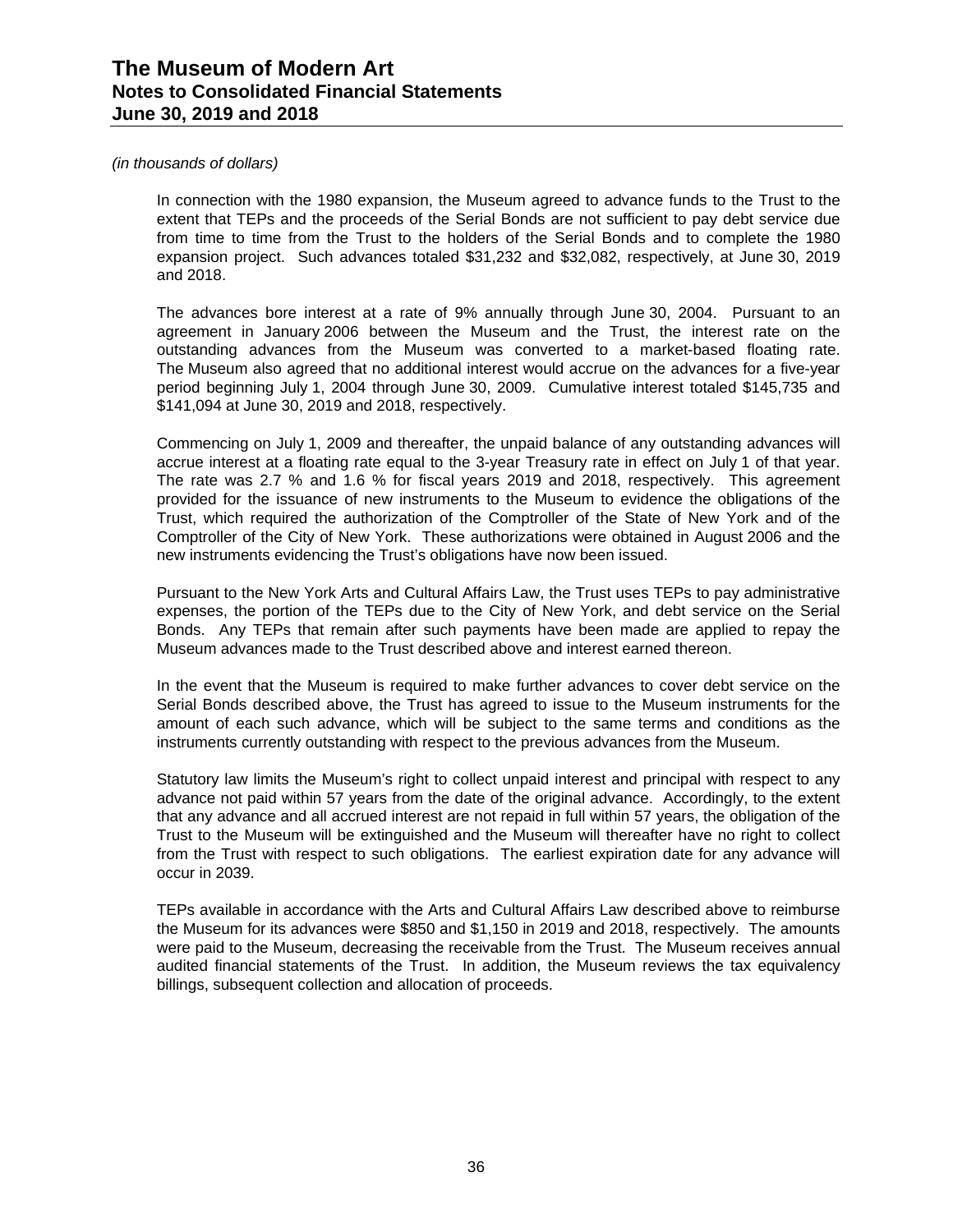*(in thousands of dollars)*

In connection with the 1980 expansion, the Museum agreed to advance funds to the Trust to the extent that TEPs and the proceeds of the Serial Bonds are not sufficient to pay debt service due from time to time from the Trust to the holders of the Serial Bonds and to complete the 1980 expansion project. Such advances totaled \$31,232 and \$32,082, respectively, at June 30, 2019 and 2018.

The advances bore interest at a rate of 9% annually through June 30, 2004. Pursuant to an agreement in January 2006 between the Museum and the Trust, the interest rate on the outstanding advances from the Museum was converted to a market-based floating rate. The Museum also agreed that no additional interest would accrue on the advances for a five-year period beginning July 1, 2004 through June 30, 2009. Cumulative interest totaled \$145,735 and \$141,094 at June 30, 2019 and 2018, respectively.

Commencing on July 1, 2009 and thereafter, the unpaid balance of any outstanding advances will accrue interest at a floating rate equal to the 3-year Treasury rate in effect on July 1 of that year. The rate was 2.7 % and 1.6 % for fiscal years 2019 and 2018, respectively. This agreement provided for the issuance of new instruments to the Museum to evidence the obligations of the Trust, which required the authorization of the Comptroller of the State of New York and of the Comptroller of the City of New York. These authorizations were obtained in August 2006 and the new instruments evidencing the Trust's obligations have now been issued.

Pursuant to the New York Arts and Cultural Affairs Law, the Trust uses TEPs to pay administrative expenses, the portion of the TEPs due to the City of New York, and debt service on the Serial Bonds. Any TEPs that remain after such payments have been made are applied to repay the Museum advances made to the Trust described above and interest earned thereon.

In the event that the Museum is required to make further advances to cover debt service on the Serial Bonds described above, the Trust has agreed to issue to the Museum instruments for the amount of each such advance, which will be subject to the same terms and conditions as the instruments currently outstanding with respect to the previous advances from the Museum.

Statutory law limits the Museum's right to collect unpaid interest and principal with respect to any advance not paid within 57 years from the date of the original advance. Accordingly, to the extent that any advance and all accrued interest are not repaid in full within 57 years, the obligation of the Trust to the Museum will be extinguished and the Museum will thereafter have no right to collect from the Trust with respect to such obligations. The earliest expiration date for any advance will occur in 2039.

TEPs available in accordance with the Arts and Cultural Affairs Law described above to reimburse the Museum for its advances were \$850 and \$1,150 in 2019 and 2018, respectively. The amounts were paid to the Museum, decreasing the receivable from the Trust. The Museum receives annual audited financial statements of the Trust. In addition, the Museum reviews the tax equivalency billings, subsequent collection and allocation of proceeds.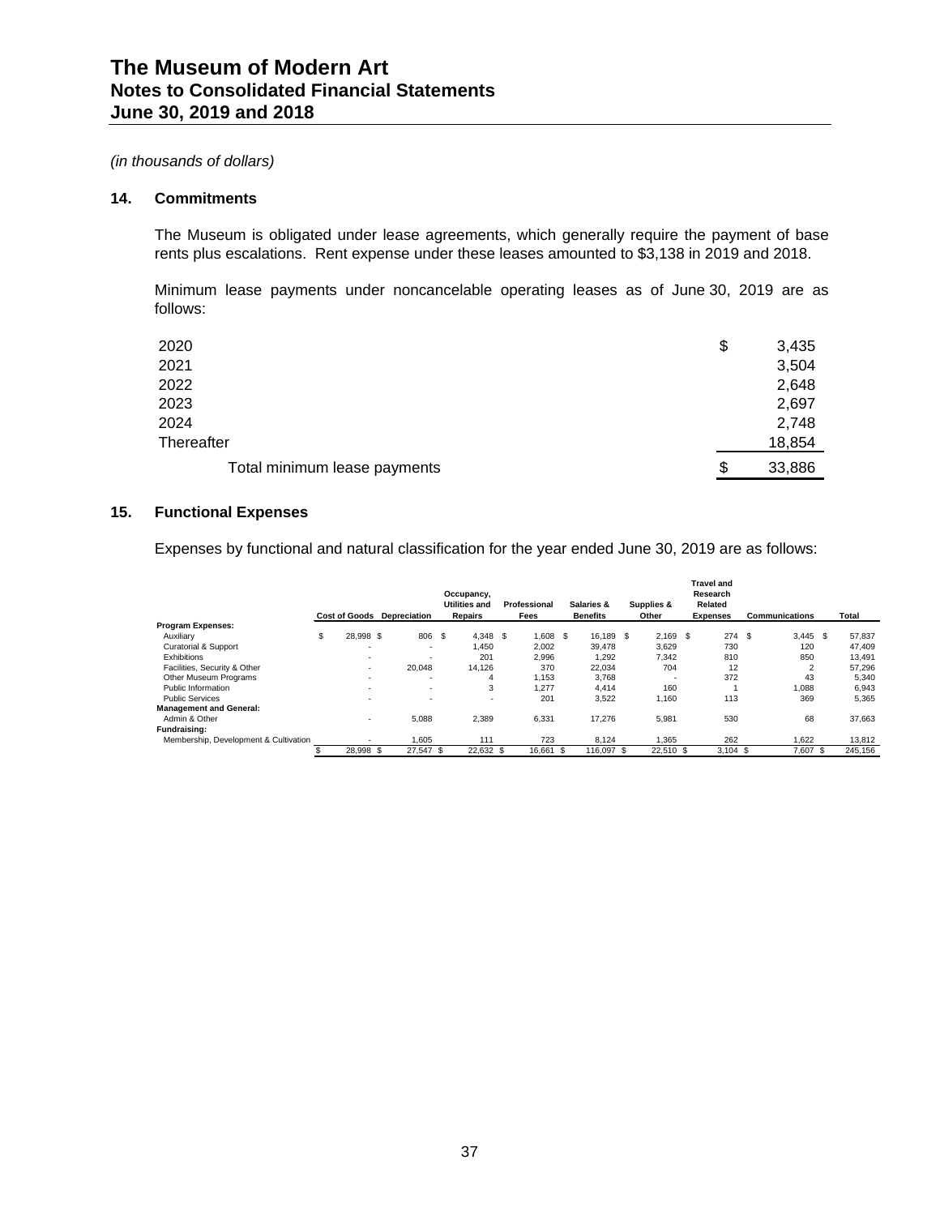# The Museum of Modern Art
## Notes to Consolidated Financial Statements
## June 30, 2019 and 2018

*(in thousands of dollars)*

### 14. Commitments

The Museum is obligated under lease agreements, which generally require the payment of base rents plus escalations. Rent expense under these leases amounted to $3,138 in 2019 and 2018.

Minimum lease payments under noncancelable operating leases as of June 30, 2019 are as follows:

| | |
|---|---|
| 2020 | $ 3,435 |
| 2021 | 3,504 |
| 2022 | 2,648 |
| 2023 | 2,697 |
| 2024 | 2,748 |
| Thereafter | 18,854 |
| Total minimum lease payments | $ 33,886 |

### 15. Functional Expenses

Expenses by functional and natural classification for the year ended June 30, 2019 are as follows:

| | Cost of Goods | Depreciation | Occupancy, Utilities and Repairs | Professional Fees | Salaries & Benefits | Supplies & Other | Travel and Research Related Expenses | Communications | Total |
|---|---|---|---|---|---|---|---|---|---|
| **Program Expenses:** | | | | | | | | | |
| Auxiliary | $ 28,998 | $ 806 | $ 4,348 | $ 1,608 | $ 16,189 | $ 2,169 | $ 274 | $ 3,445 | $ 57,837 |
| Curatorial & Support | - | - | 1,450 | 2,002 | 39,478 | 3,629 | 730 | 120 | 47,409 |
| Exhibitions | - | - | 201 | 2,996 | 1,292 | 7,342 | 810 | 850 | 13,491 |
| Facilities, Security & Other | - | 20,048 | 14,126 | 370 | 22,034 | 704 | 12 | 2 | 57,296 |
| Other Museum Programs | - | - | 4 | 1,153 | 3,768 | - | 372 | 43 | 5,340 |
| Public Information | - | - | 3 | 1,277 | 4,414 | 160 | 1 | 1,088 | 6,943 |
| Public Services | - | - | - | 201 | 3,522 | 1,160 | 113 | 369 | 5,365 |
| **Management and General:** | | | | | | | | | |
| Admin & Other | - | 5,088 | 2,389 | 6,331 | 17,276 | 5,981 | 530 | 68 | 37,663 |
| **Fundraising:** | | | | | | | | | |
| Membership, Development & Cultivation | - | 1,605 | 111 | 723 | 8,124 | 1,365 | 262 | 1,622 | 13,812 |
| | $ 28,998 | $ 27,547 | $ 22,632 | $ 16,661 | $ 116,097 | $ 22,510 | $ 3,104 | $ 7,607 | $ 245,156 |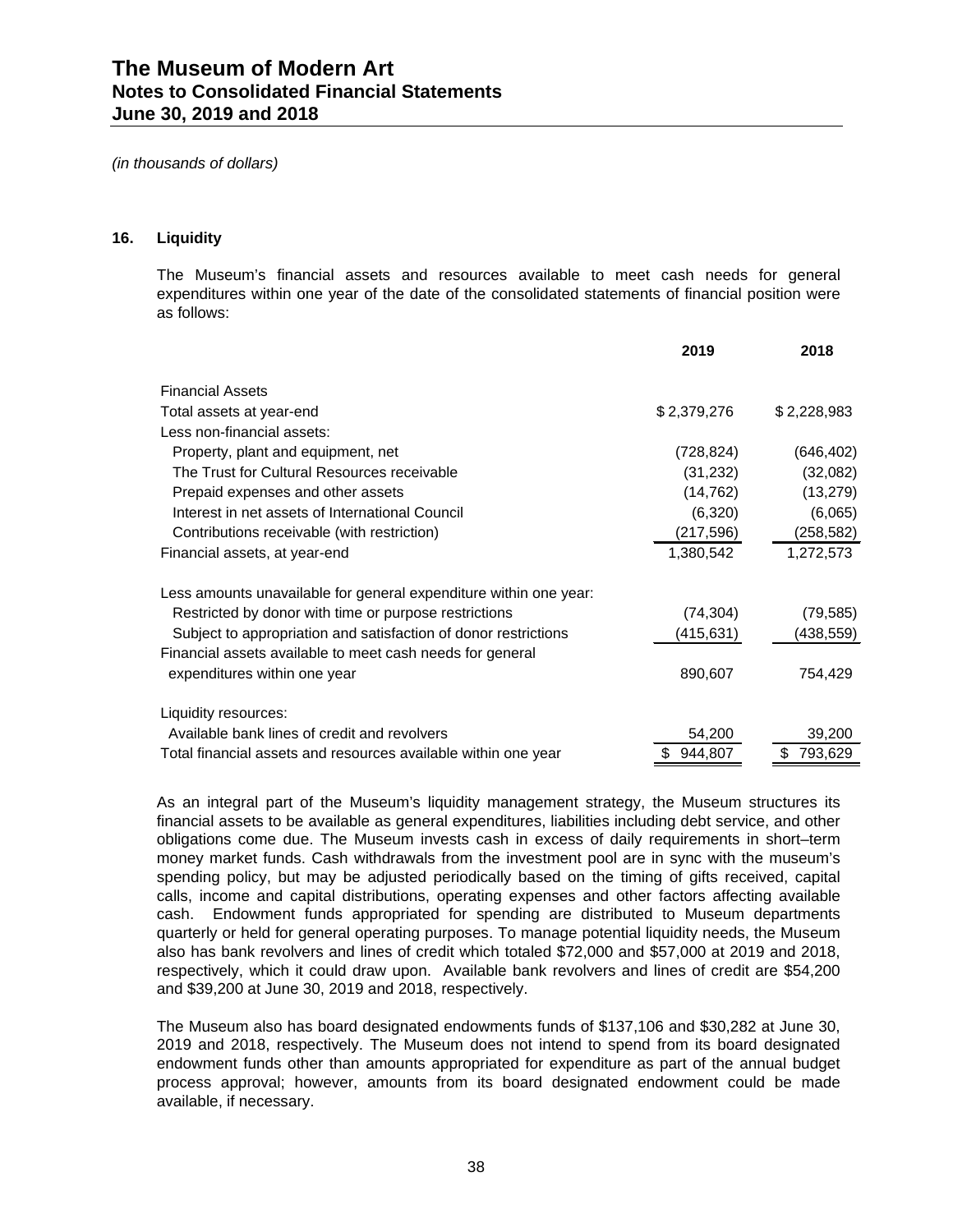*(in thousands of dollars)*

## 16. Liquidity

The Museum's financial assets and resources available to meet cash needs for general expenditures within one year of the date of the consolidated statements of financial position were as follows:

| | 2019 | 2018 |
|---|---|---|
| Financial Assets | | |
| Total assets at year-end | $ 2,379,276 | $ 2,228,983 |
| Less non-financial assets: | | |
| Property, plant and equipment, net | (728,824) | (646,402) |
| The Trust for Cultural Resources receivable | (31,232) | (32,082) |
| Prepaid expenses and other assets | (14,762) | (13,279) |
| Interest in net assets of International Council | (6,320) | (6,065) |
| Contributions receivable (with restriction) | (217,596) | (258,582) |
| Financial assets, at year-end | 1,380,542 | 1,272,573 |
| Less amounts unavailable for general expenditure within one year: | | |
| Restricted by donor with time or purpose restrictions | (74,304) | (79,585) |
| Subject to appropriation and satisfaction of donor restrictions | (415,631) | (438,559) |
| Financial assets available to meet cash needs for general expenditures within one year | 890,607 | 754,429 |
| Liquidity resources: | | |
| Available bank lines of credit and revolvers | 54,200 | 39,200 |
| Total financial assets and resources available within one year | $ 944,807 | $ 793,629 |

As an integral part of the Museum's liquidity management strategy, the Museum structures its financial assets to be available as general expenditures, liabilities including debt service, and other obligations come due. The Museum invests cash in excess of daily requirements in short–term money market funds. Cash withdrawals from the investment pool are in sync with the museum's spending policy, but may be adjusted periodically based on the timing of gifts received, capital calls, income and capital distributions, operating expenses and other factors affecting available cash. Endowment funds appropriated for spending are distributed to Museum departments quarterly or held for general operating purposes. To manage potential liquidity needs, the Museum also has bank revolvers and lines of credit which totaled $72,000 and $57,000 at 2019 and 2018, respectively, which it could draw upon. Available bank revolvers and lines of credit are $54,200 and $39,200 at June 30, 2019 and 2018, respectively.

The Museum also has board designated endowments funds of $137,106 and $30,282 at June 30, 2019 and 2018, respectively. The Museum does not intend to spend from its board designated endowment funds other than amounts appropriated for expenditure as part of the annual budget process approval; however, amounts from its board designated endowment could be made available, if necessary.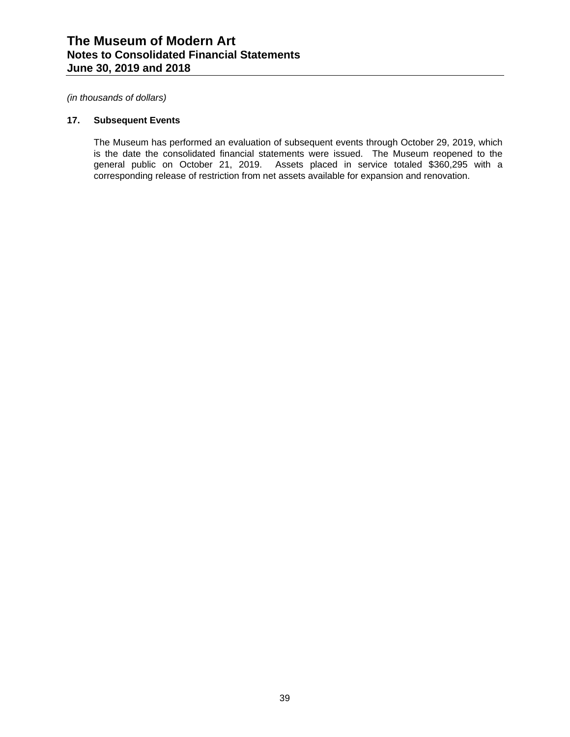*(in thousands of dollars)*

## 17. Subsequent Events

The Museum has performed an evaluation of subsequent events through October 29, 2019, which is the date the consolidated financial statements were issued. The Museum reopened to the general public on October 21, 2019. Assets placed in service totaled $360,295 with a corresponding release of restriction from net assets available for expansion and renovation.